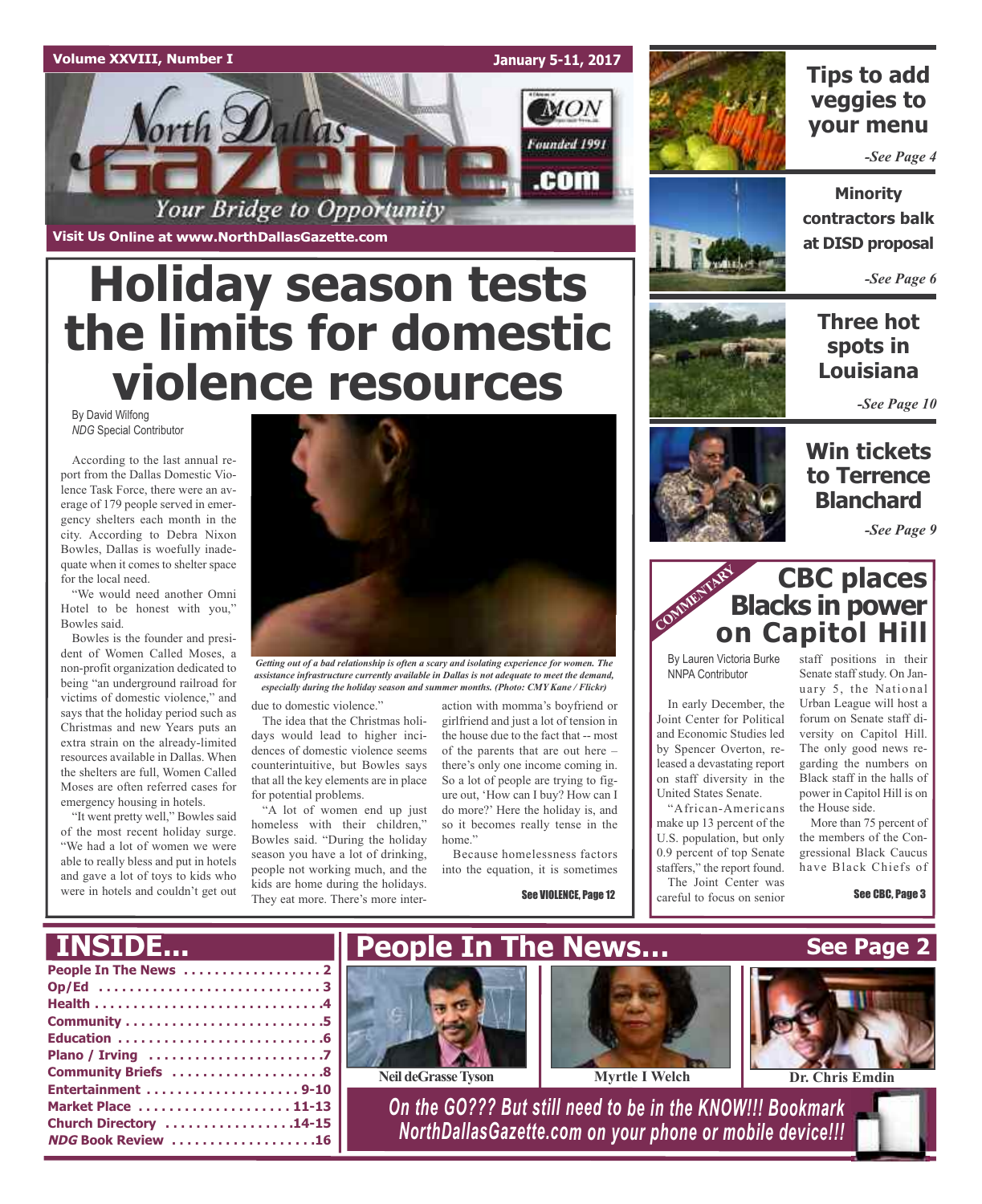Volume XXVIII, Number I — January 5-11, 2017

# North Dallas Gazette

Your Bridge to Opportunity

Visit Us Online at www.NorthDallasGazette.com

# Holiday season tests the limits for domestic violence resources

By David Wilfong
*NDG* Special Contributor

According to the last annual report from the Dallas Domestic Violence Task Force, there were an average of 179 people served in emergency shelters each month in the city. According to Debra Nixon Bowles, Dallas is woefully inadequate when it comes to shelter space for the local need.

"We would need another Omni Hotel to be honest with you," Bowles said.

Bowles is the founder and president of Women Called Moses, a non-profit organization dedicated to being "an underground railroad for victims of domestic violence," and says that the holiday period such as Christmas and new Years puts an extra strain on the already-limited resources available in Dallas. When the shelters are full, Women Called Moses are often referred cases for emergency housing in hotels.

"It went pretty well," Bowles said of the most recent holiday surge. "We had a lot of women we were able to really bless and put in hotels and gave a lot of toys to kids who were in hotels and couldn't get out due to domestic violence."

The idea that the Christmas holidays would lead to higher incidences of domestic violence seems counterintuitive, but Bowles says that all the key elements are in place for potential problems.

"A lot of women end up just homeless with their children," Bowles said. "During the holiday season you have a lot of drinking, people not working much, and the kids are home during the holidays. They eat more. There's more interaction with momma's boyfriend or girlfriend and just a lot of tension in the house due to the fact that -- most of the parents that are out here – there's only one income coming in. So a lot of people are trying to figure out, 'How can I buy? How can I do more?' Here the holiday is, and so it becomes really tense in the home."

Because homelessness factors into the equation, it is sometimes

See VIOLENCE, Page 12

*Getting out of a bad relationship is often a scary and isolating experience for women. The assistance infrastructure currently available in Dallas is not adequate to meet the demand, especially during the holiday season and summer months. (Photo: CMY Kane / Flickr)*

## Tips to add veggies to your menu

*-See Page 4*

## Minority contractors balk at DISD proposal

*-See Page 6*

## Three hot spots in Louisiana

*-See Page 10*

## Win tickets to Terrence Blanchard

*-See Page 9*

COMMENTARY

## CBC places Blacks in power on Capitol Hill

By Lauren Victoria Burke
NNPA Contributor

In early December, the Joint Center for Political and Economic Studies led by Spencer Overton, released a devastating report on staff diversity in the United States Senate.

"African-Americans make up 13 percent of the U.S. population, but only 0.9 percent of top Senate staffers," the report found.

The Joint Center was careful to focus on senior staff positions in their Senate staff study. On January 5, the National Urban League will host a forum on Senate staff diversity on Capitol Hill. The only good news regarding the numbers on Black staff in the halls of power in Capitol Hill is on the House side.

More than 75 percent of the members of the Congressional Black Caucus have Black Chiefs of

See CBC, Page 3

## INSIDE...

- People In The News . . . . . 2
- Op/Ed . . . . . 3
- Health . . . . . 4
- Community . . . . . 5
- Education . . . . . 6
- Plano / Irving . . . . . 7
- Community Briefs . . . . . 8
- Entertainment . . . . . 9-10
- Market Place . . . . . 11-13
- Church Directory . . . . . 14-15
- *NDG* Book Review . . . . . 16

## People In The News... See Page 2

Neil deGrasse Tyson — Myrtle I Welch — Dr. Chris Emdin

*On the GO??? But still need to be in the KNOW!!! Bookmark NorthDallasGazette.com on your phone or mobile device!!!*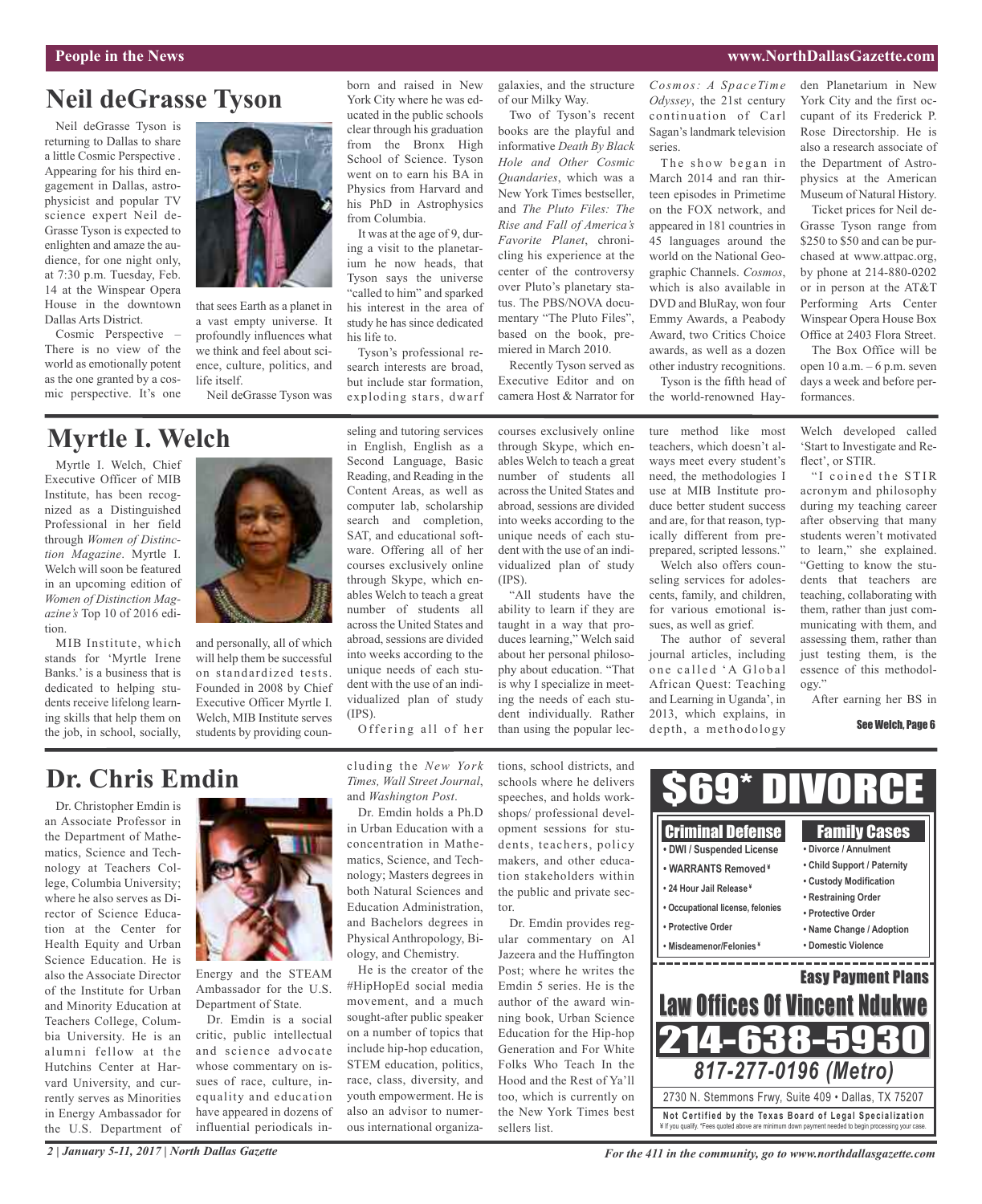# Neil deGrasse Tyson

Neil deGrasse Tyson is returning to Dallas to share a little Cosmic Perspective . Appearing for his third engagement in Dallas, astrophysicist and popular TV science expert Neil deGrasse Tyson is expected to enlighten and amaze the audience, for one night only, at 7:30 p.m. Tuesday, Feb. 14 at the Winspear Opera House in the downtown Dallas Arts District.

Cosmic Perspective – There is no view of the world as emotionally potent as the one granted by a cosmic perspective. It's one that sees Earth as a planet in a vast empty universe. It profoundly influences what we think and feel about science, culture, politics, and life itself.

Neil deGrasse Tyson was born and raised in New York City where he was educated in the public schools clear through his graduation from the Bronx High School of Science. Tyson went on to earn his BA in Physics from Harvard and his PhD in Astrophysics from Columbia.

It was at the age of 9, during a visit to the planetarium he now heads, that Tyson says the universe "called to him" and sparked his interest in the area of study he has since dedicated his life to.

Tyson's professional research interests are broad, but include star formation, exploding stars, dwarf galaxies, and the structure of our Milky Way.

Two of Tyson's recent books are the playful and informative *Death By Black Hole and Other Cosmic Quandaries*, which was a New York Times bestseller, and *The Pluto Files: The Rise and Fall of America's Favorite Planet*, chronicling his experience at the center of the controversy over Pluto's planetary status. The PBS/NOVA documentary "The Pluto Files", based on the book, premiered in March 2010.

Recently Tyson served as Executive Editor and on camera Host & Narrator for *Cosmos: A SpaceTime Odyssey*, the 21st century continuation of Carl Sagan's landmark television series.

The show began in March 2014 and ran thirteen episodes in Primetime on the FOX network, and appeared in 181 countries in 45 languages around the world on the National Geographic Channels. *Cosmos*, which is also available in DVD and BluRay, won four Emmy Awards, a Peabody Award, two Critics Choice awards, as well as a dozen other industry recognitions.

Tyson is the fifth head of the world-renowned Hayden Planetarium in New York City and the first occupant of its Frederick P. Rose Directorship. He is also a research associate of the Department of Astrophysics at the American Museum of Natural History.

Ticket prices for Neil deGrasse Tyson range from $250 to $50 and can be purchased at www.attpac.org, by phone at 214-880-0202 or in person at the AT&T Performing Arts Center Winspear Opera House Box Office at 2403 Flora Street.

The Box Office will be open 10 a.m. – 6 p.m. seven days a week and before performances.

# Myrtle I. Welch

Myrtle I. Welch, Chief Executive Officer of MIB Institute, has been recognized as a Distinguished Professional in her field through *Women of Distinction Magazine*. Myrtle I. Welch will soon be featured in an upcoming edition of *Women of Distinction Magazine's* Top 10 of 2016 edition.

MIB Institute, which stands for 'Myrtle Irene Banks.' is a business that is dedicated to helping students receive lifelong learning skills that help them on the job, in school, socially, and personally, all of which will help them be successful on standardized tests. Founded in 2008 by Chief Executive Officer Myrtle I. Welch, MIB Institute serves students by providing counseling and tutoring services in English, English as a Second Language, Basic Reading, and Reading in the Content Areas, as well as computer lab, scholarship search and completion, SAT, and educational software. Offering all of her courses exclusively online through Skype, which enables Welch to teach a great number of students all across the United States and abroad, sessions are divided into weeks according to the unique needs of each student with the use of an individualized plan of study (IPS).

Offering all of her courses exclusively online through Skype, which enables Welch to teach a great number of students all across the United States and abroad, sessions are divided into weeks according to the unique needs of each student with the use of an individualized plan of study (IPS).

"All students have the ability to learn if they are taught in a way that produces learning," Welch said about her personal philosophy about education. "That is why I specialize in meeting the needs of each student individually. Rather than using the popular lecture method like most teachers, which doesn't always meet every student's need, the methodologies I use at MIB Institute produce better student success and are, for that reason, typically different from preprepared, scripted lessons."

Welch also offers counseling services for adolescents, family, and children, for various emotional issues, as well as grief.

The author of several journal articles, including one called 'A Global African Quest: Teaching and Learning in Uganda', in 2013, which explains, in depth, a methodology Welch developed called 'Start to Investigate and Reflect', or STIR.

"I coined the STIR acronym and philosophy during my teaching career after observing that many students weren't motivated to learn," she explained. "Getting to know the students that teachers are teaching, collaborating with them, rather than just communicating with them, and assessing them, rather than just testing them, is the essence of this methodology."

After earning her BS in

See Welch, Page 6

# Dr. Chris Emdin

Dr. Christopher Emdin is an Associate Professor in the Department of Mathematics, Science and Technology at Teachers College, Columbia University; where he also serves as Director of Science Education at the Center for Health Equity and Urban Science Education. He is also the Associate Director of the Institute for Urban and Minority Education at Teachers College, Columbia University. He is an alumni fellow at the Hutchins Center at Harvard University, and currently serves as Minorities in Energy Ambassador for the U.S. Department of Energy and the STEAM Ambassador for the U.S. Department of State.

Dr. Emdin is a social critic, public intellectual and science advocate whose commentary on issues of race, culture, inequality and education have appeared in dozens of influential periodicals including the *New York Times, Wall Street Journal*, and *Washington Post*.

Dr. Emdin holds a Ph.D in Urban Education with a concentration in Mathematics, Science, and Technology; Masters degrees in both Natural Sciences and Education Administration, and Bachelors degrees in Physical Anthropology, Biology, and Chemistry.

He is the creator of the #HipHopEd social media movement, and a much sought-after public speaker on a number of topics that include hip-hop education, STEM education, politics, race, class, diversity, and youth empowerment. He is also an advisor to numerous international organizations, school districts, and schools where he delivers speeches, and holds workshops/ professional development sessions for students, teachers, policy makers, and other education stakeholders within the public and private sector.

Dr. Emdin provides regular commentary on Al Jazeera and the Huffington Post; where he writes the Emdin 5 series. He is the author of the award winning book, Urban Science Education for the Hip-hop Generation and For White Folks Who Teach In the Hood and the Rest of Ya'll too, which is currently on the New York Times best sellers list.

**$69* DIVORCE**

**Criminal Defense**
- DWI / Suspended License
- WARRANTS Removed ¥
- 24 Hour Jail Release ¥
- Occupational license, felonies
- Protective Order
- Misdeamenor/Felonies ¥

**Family Cases**
- Divorce / Annulment
- Child Support / Paternity
- Custody Modification
- Restraining Order
- Protective Order
- Name Change / Adoption
- Domestic Violence

**Easy Payment Plans**

**Law Offices Of Vincent Ndukwe**

**214-638-5930**

**817-277-0196 (Metro)**

2730 N. Stemmons Frwy, Suite 409 • Dallas, TX 75207

**Not Certified by the Texas Board of Legal Specialization**

¥ If you qualify. *Fees quoted above are minimum down payment needed to begin processing your case.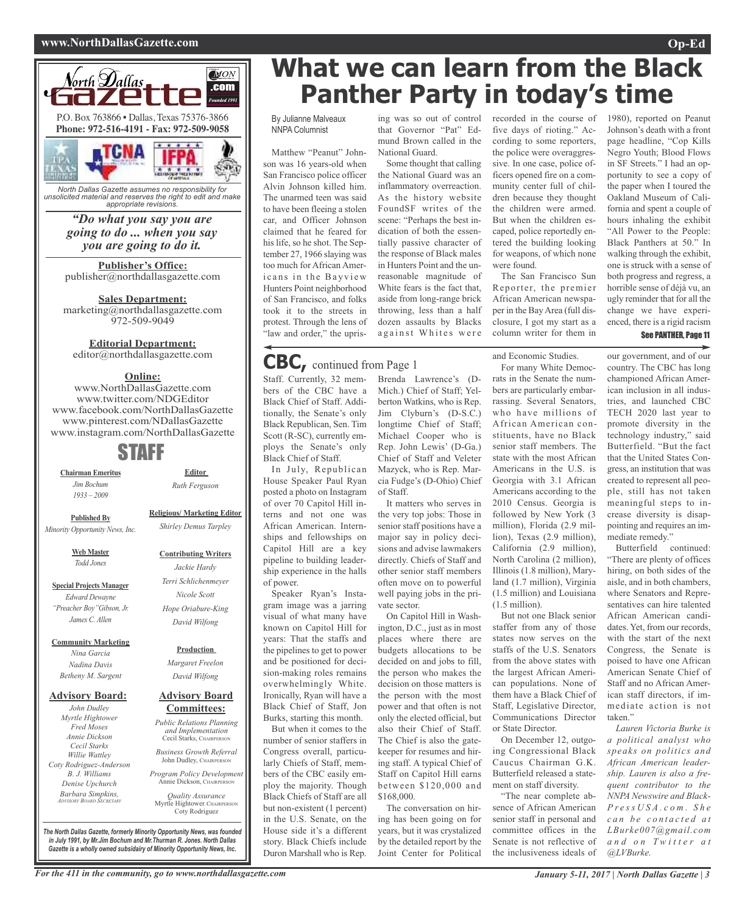# North Dallas Gazette

P.O. Box 763866 • Dallas, Texas 75376-3866
**Phone: 972-516-4191 - Fax: 972-509-9058**

*North Dallas Gazette assumes no responsibility for unsolicited material and reserves the right to edit and make appropriate revisions.*

***"Do what you say you are going to do ... when you say you are going to do it.***

**Publisher's Office:**
publisher@northdallasgazette.com

**Sales Department:**
marketing@northdallasgazette.com
972-509-9049

**Editorial Department:**
editor@northdallasgazette.com

**Online:**
www.NorthDallasGazette.com
www.twitter.com/NDGEditor
www.facebook.com/NorthDallasGazette
www.pinterest.com/NDallasGazette
www.instagram.com/NorthDallasGazette

## STAFF

**Chairman Emeritus**
*Jim Bochum*
*1933 – 2009*

**Published By**
*Minority Opportunity News, Inc.*

**Web Master**
*Todd Jones*

**Special Projects Manager**
*Edward Dewayne "Preacher Boy" Gibson, Jr.*
*James C. Allen*

**Community Marketing**
*Nina Garcia*
*Nadina Davis*
*Betheny M. Sargent*

**Advisory Board:**
*John Dudley*
*Myrtle Hightower*
*Fred Moses*
*Annie Dickson*
*Cecil Starks*
*Willie Wattley*
*Coty Rodriguez-Anderson*
*B. J. Williams*
*Denise Upchurch*
*Barbara Simpkins, Advisory Board Secretary*

**Editor**
*Ruth Ferguson*

**Religious/ Marketing Editor**
*Shirley Demus Tarpley*

**Contributing Writers**
*Jackie Hardy*
*Terri Schlichenmeyer*
*Nicole Scott*
*Hope Oriabure-King*
*David Wilfong*

**Production**
*Margaret Freelon*
*David Wilfong*

**Advisory Board Committees:**
*Public Relations Planning and Implementation*
Cecil Starks, Chairperson

*Business Growth Referral*
John Dudley, Chairperson

*Program Policy Development*
Annie Dickson, Chairperson

*Quality Assurance*
Myrtle Hightower, Chairperson
Coty Rodriguez

***The North Dallas Gazette, formerly Minority Opportunity News, was founded in July 1991, by Mr.Jim Bochum and Mr.Thurman R. Jones. North Dallas Gazette is a wholly owned subsidairy of Minority Opportunity News, Inc.***

# What we can learn from the Black Panther Party in today's time

By Julianne Malveaux
NNPA Columnist

Matthew "Peanut" Johnson was 16 years-old when San Francisco police officer Alvin Johnson killed him. The unarmed teen was said to have been fleeing a stolen car, and Officer Johnson claimed that he feared for his life, so he shot. The September 27, 1966 slaying was too much for African Americans in the Bayview Hunters Point neighborhood of San Francisco, and folks took it to the streets in protest. Through the lens of "law and order," the uprising was so out of control that Governor "Pat" Edmund Brown called in the National Guard.

Some thought that calling the National Guard was an inflammatory overreaction. As the history website FoundSF writes of the scene: "Perhaps the best indication of both the essentially passive character of the response of Black males in Hunters Point and the unreasonable magnitude of White fears is the fact that, aside from long-range brick throwing, less than a half dozen assaults by Blacks against Whites were recorded in the course of five days of rioting." According to some reporters, the police were overaggressive. In one case, police officers opened fire on a community center full of children because they thought the children were armed. But when the children escaped, police reportedly entered the building looking for weapons, of which none were found.

The San Francisco Sun Reporter, the premier African American newspaper in the Bay Area (full disclosure, I got my start as a column writer for them in 1980), reported on Peanut Johnson's death with a front page headline, "Cop Kills Negro Youth; Blood Flows in SF Streets." I had an opportunity to see a copy of the paper when I toured the Oakland Museum of California and spent a couple of hours inhaling the exhibit "All Power to the People: Black Panthers at 50." In walking through the exhibit, one is struck with a sense of both progress and regress, a horrible sense of déjà vu, an ugly reminder that for all the change we have experienced, there is a rigid racism

**See PANTHER, Page 11**

## CBC, continued from Page 1

Staff. Currently, 32 members of the CBC have a Black Chief of Staff. Additionally, the Senate's only Black Republican, Sen. Tim Scott (R-SC), currently employs the Senate's only Black Chief of Staff.

In July, Republican House Speaker Paul Ryan posted a photo on Instagram of over 70 Capitol Hill interns and not one was African American. Internships and fellowships on Capitol Hill are a key pipeline to building leadership experience in the halls of power.

Speaker Ryan's Instagram image was a jarring visual of what many have known on Capitol Hill for years: That the staffs and the pipelines to get to power and be positioned for decision-making roles remains overwhelmingly White. Ironically, Ryan will have a Black Chief of Staff, Jon Burks, starting this month.

But when it comes to the number of senior staffers in Congress overall, particularly Chiefs of Staff, members of the CBC easily employ the majority. Though Black Chiefs of Staff are all but non-existent (1 percent) in the U.S. Senate, on the House side it's a different story. Black Chiefs include Duron Marshall who is Rep. Brenda Lawrence's (D-Mich.) Chief of Staff; Yelberton Watkins, who is Rep. Jim Clyburn's (D-S.C.) longtime Chief of Staff; Michael Cooper who is Rep. John Lewis' (D-Ga.) Chief of Staff and Veleter Mazyck, who is Rep. Marcia Fudge's (D-Ohio) Chief of Staff.

It matters who serves in the very top jobs: Those in senior staff positions have a major say in policy decisions and advise lawmakers directly. Chiefs of Staff and other senior staff members often move on to powerful well paying jobs in the private sector.

On Capitol Hill in Washington, D.C., just as in most places where there are budgets allocations to be decided on and jobs to fill, the person who makes the decision on those matters is the person with the most power and that often is not only the elected official, but also their Chief of Staff. The Chief is also the gatekeeper for resumes and hiring staff. A typical Chief of Staff on Capitol Hill earns between $120,000 and $168,000.

The conversation on hiring has been going on for years, but it was crystalized by the detailed report by the Joint Center for Political and Economic Studies.

For many White Democrats in the Senate the numbers are particularly embarrassing. Several Senators, who have millions of African American constituents, have no Black senior staff members. The state with the most African Americans in the U.S. is Georgia with 3.1 African Americans according to the 2010 Census. Georgia is followed by New York (3 million), Florida (2.9 million), Texas (2.9 million), California (2.9 million), North Carolina (2 million), Illinois (1.8 million), Maryland (1.7 million), Virginia (1.5 million) and Louisiana (1.5 million).

But not one Black senior staffer from any of those states now serves on the staffs of the U.S. Senators from the above states with the largest African American populations. None of them have a Black Chief of Staff, Legislative Director, Communications Director or State Director.

On December 12, outgoing Congressional Black Caucus Chairman G.K. Butterfield released a statement on staff diversity.

"The near complete absence of African American senior staff in personal and committee offices in the Senate is not reflective of the inclusiveness ideals of our government, and of our country. The CBC has long championed African American inclusion in all industries, and launched CBC TECH 2020 last year to promote diversity in the technology industry," said Butterfield. "But the fact that the United States Congress, an institution that was created to represent all people, still has not taken meaningful steps to increase diversity is disappointing and requires an immediate remedy."

Butterfield continued: "There are plenty of offices hiring, on both sides of the aisle, and in both chambers, where Senators and Representatives can hire talented African American candidates. Yet, from our records, with the start of the next Congress, the Senate is poised to have one African American Senate Chief of Staff and no African American staff directors, if immediate action is not taken."

*Lauren Victoria Burke is a political analyst who speaks on politics and African American leadership. Lauren is also a frequent contributor to the NNPA Newswire and BlackPressUSA.com. She can be contacted at LBurke007@gmail.com and on Twitter at @LVBurke.*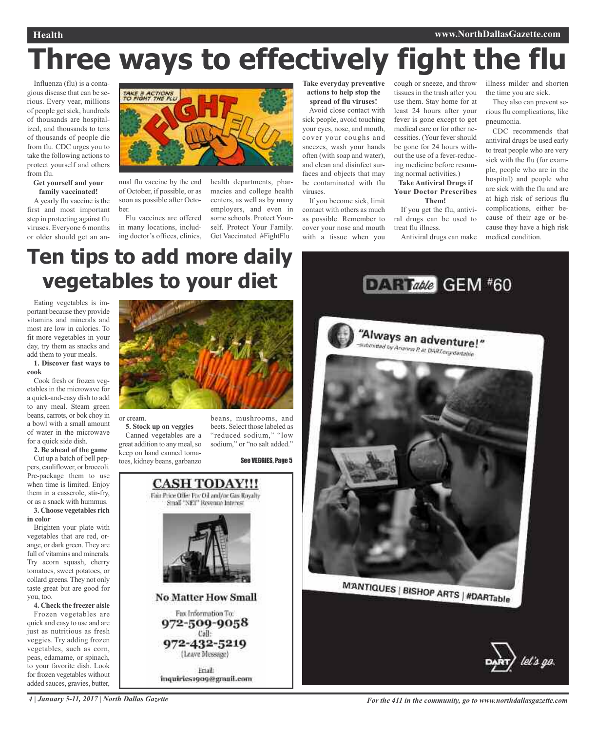# Three ways to effectively fight the flu

Influenza (flu) is a contagious disease that can be serious. Every year, millions of people get sick, hundreds of thousands are hospitalized, and thousands to tens of thousands of people die from flu. CDC urges you to take the following actions to protect yourself and others from flu.

**Get yourself and your family vaccinated!**

A yearly flu vaccine is the first and most important step in protecting against flu viruses. Everyone 6 months or older should get an annual flu vaccine by the end of October, if possible, or as soon as possible after October.

Flu vaccines are offered in many locations, including doctor's offices, clinics, health departments, pharmacies and college health centers, as well as by many employers, and even in some schools. Protect Yourself. Protect Your Family. Get Vaccinated. #FightFlu

**Take everyday preventive actions to help stop the spread of flu viruses!**

Avoid close contact with sick people, avoid touching your eyes, nose, and mouth, cover your coughs and sneezes, wash your hands often (with soap and water), and clean and disinfect surfaces and objects that may be contaminated with flu viruses.

If you become sick, limit contact with others as much as possible. Remember to cover your nose and mouth with a tissue when you cough or sneeze, and throw tissues in the trash after you use them. Stay home for at least 24 hours after your fever is gone except to get medical care or for other necessities. (Your fever should be gone for 24 hours without the use of a fever-reducing medicine before resuming normal activities.)

**Take Antiviral Drugs if Your Doctor Prescribes Them!**

If you get the flu, antiviral drugs can be used to treat flu illness.

Antiviral drugs can make illness milder and shorten the time you are sick.

They also can prevent serious flu complications, like pneumonia.

CDC recommends that antiviral drugs be used early to treat people who are very sick with the flu (for example, people who are in the hospital) and people who are sick with the flu and are at high risk of serious flu complications, either because of their age or because they have a high risk medical condition.

# Ten tips to add more daily vegetables to your diet

Eating vegetables is important because they provide vitamins and minerals and most are low in calories. To fit more vegetables in your day, try them as snacks and add them to your meals.

**1. Discover fast ways to cook**

Cook fresh or frozen vegetables in the microwave for a quick-and-easy dish to add to any meal. Steam green beans, carrots, or bok choy in a bowl with a small amount of water in the microwave for a quick side dish.

**2. Be ahead of the game**

Cut up a batch of bell peppers, cauliflower, or broccoli. Pre-package them to use when time is limited. Enjoy them in a casserole, stir-fry, or as a snack with hummus.

**3. Choose vegetables rich in color**

Brighten your plate with vegetables that are red, orange, or dark green. They are full of vitamins and minerals. Try acorn squash, cherry tomatoes, sweet potatoes, or collard greens. They not only taste great but are good for you, too.

**4. Check the freezer aisle**

Frozen vegetables are quick and easy to use and are just as nutritious as fresh veggies. Try adding frozen vegetables, such as corn, peas, edamame, or spinach, to your favorite dish. Look for frozen vegetables without added sauces, gravies, butter, or cream.

**5. Stock up on veggies**

Canned vegetables are a great addition to any meal, so keep on hand canned tomatoes, kidney beans, garbanzo beans, mushrooms, and beets. Select those labeled as "reduced sodium," "low sodium," or "no salt added."

See VEGGIES, Page 5

**CASH TODAY!!!**

Fair Price Offer For Oil and/or Gas Royalty
Small "NET" Revenue Interest

**No Matter How Small**

Fax Information To:
972-509-9058
Call:
972-432-5219
(Leave Message)

Email:
inquiries1909@gmail.com

DARTable GEM #60

"Always an adventure!"
–submitted by Arianna P. at DART.org/dartable

M'ANTIQUES | BISHOP ARTS | #DARTable

DART let's go.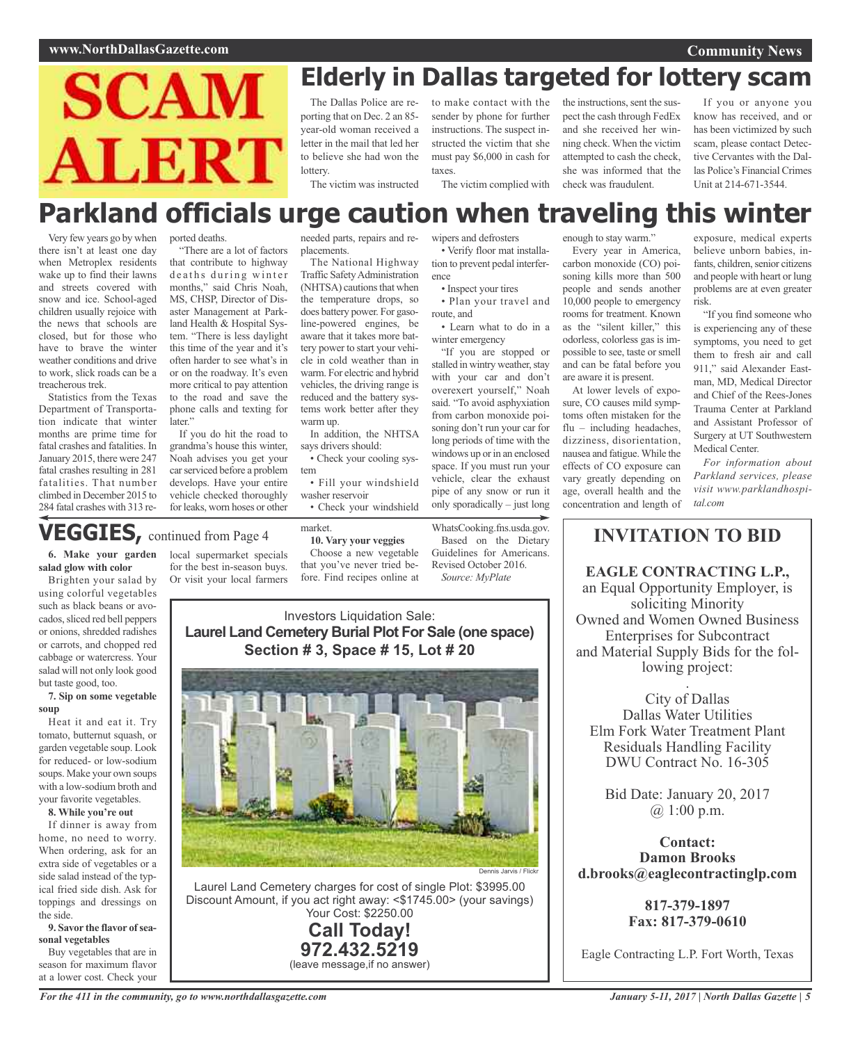# SCAM ALERT

## Elderly in Dallas targeted for lottery scam

The Dallas Police are reporting that on Dec. 2 an 85-year-old woman received a letter in the mail that led her to believe she had won the lottery.

The victim was instructed to make contact with the sender by phone for further instructions. The suspect instructed the victim that she must pay $6,000 in cash for taxes.

The victim complied with the instructions, sent the suspect the cash through FedEx and she received her winning check. When the victim attempted to cash the check, she was informed that the check was fraudulent.

If you or anyone you know has received, and or has been victimized by such scam, please contact Detective Cervantes with the Dallas Police's Financial Crimes Unit at 214-671-3544.

# Parkland officials urge caution when traveling this winter

Very few years go by when there isn't at least one day when Metroplex residents wake up to find their lawns and streets covered with snow and ice. School-aged children usually rejoice with the news that schools are closed, but for those who have to brave the winter weather conditions and drive to work, slick roads can be a treacherous trek.

Statistics from the Texas Department of Transportation indicate that winter months are prime time for fatal crashes and fatalities. In January 2015, there were 247 fatal crashes resulting in 281 fatalities. That number climbed in December 2015 to 284 fatal crashes with 313 reported deaths.

"There are a lot of factors that contribute to highway deaths during winter months," said Chris Noah, MS, CHSP, Director of Disaster Management at Parkland Health & Hospital System. "There is less daylight this time of the year and it's often harder to see what's in or on the roadway. It's even more critical to pay attention to the road and save the phone calls and texting for later."

If you do hit the road to grandma's house this winter, Noah advises you get your car serviced before a problem develops. Have your entire vehicle checked thoroughly for leaks, worn hoses or other needed parts, repairs and replacements.

The National Highway Traffic Safety Administration (NHTSA) cautions that when the temperature drops, so does battery power. For gasoline-powered engines, be aware that it takes more battery power to start your vehicle in cold weather than in warm. For electric and hybrid vehicles, the driving range is reduced and the battery systems work better after they warm up.

In addition, the NHTSA says drivers should:

- Check your cooling system
- Fill your windshield washer reservoir
- Check your windshield wipers and defrosters
- Verify floor mat installation to prevent pedal interference
- Inspect your tires
- Plan your travel and route, and
- Learn what to do in a winter emergency

"If you are stopped or stalled in wintry weather, stay with your car and don't overexert yourself," Noah said. "To avoid asphyxiation from carbon monoxide poisoning don't run your car for long periods of time with the windows up or in an enclosed space. If you must run your vehicle, clear the exhaust pipe of any snow or run it only sporadically – just long enough to stay warm."

Every year in America, carbon monoxide (CO) poisoning kills more than 500 people and sends another 10,000 people to emergency rooms for treatment. Known as the "silent killer," this odorless, colorless gas is impossible to see, taste or smell and can be fatal before you are aware it is present.

At lower levels of exposure, CO causes mild symptoms often mistaken for the flu – including headaches, dizziness, disorientation, nausea and fatigue. While the effects of CO exposure can vary greatly depending on age, overall health and the concentration and length of exposure, medical experts believe unborn babies, infants, children, senior citizens and people with heart or lung problems are at even greater risk.

"If you find someone who is experiencing any of these symptoms, you need to get them to fresh air and call 911," said Alexander Eastman, MD, Medical Director and Chief of the Rees-Jones Trauma Center at Parkland and Assistant Professor of Surgery at UT Southwestern Medical Center.

*For information about Parkland services, please visit www.parklandhospital.com*

## VEGGIES, continued from Page 4

**6. Make your garden salad glow with color**

Brighten your salad by using colorful vegetables such as black beans or avocados, sliced red bell peppers or onions, shredded radishes or carrots, and chopped red cabbage or watercress. Your salad will not only look good but taste good, too.

**7. Sip on some vegetable soup**

Heat it and eat it. Try tomato, butternut squash, or garden vegetable soup. Look for reduced- or low-sodium soups. Make your own soups with a low-sodium broth and your favorite vegetables.

**8. While you're out**

If dinner is away from home, no need to worry. When ordering, ask for an extra side of vegetables or a side salad instead of the typical fried side dish. Ask for toppings and dressings on the side.

**9. Savor the flavor of seasonal vegetables**

Buy vegetables that are in season for maximum flavor at a lower cost. Check your local supermarket specials for the best in-season buys. Or visit your local farmers market.

**10. Vary your veggies**

Choose a new vegetable that you've never tried before. Find recipes online at WhatsCooking.fns.usda.gov.

Based on the Dietary Guidelines for Americans. Revised October 2016.

*Source: MyPlate*

---

Investors Liquidation Sale:

**Laurel Land Cemetery Burial Plot For Sale (one space)**

**Section # 3, Space # 15, Lot # 20**

Dennis Jarvis / Flickr

Laurel Land Cemetery charges for cost of single Plot: $3995.00

Discount Amount, if you act right away: <$1745.00> (your savings)

Your Cost: $2250.00

**Call Today!**

**972.432.5219**

(leave message,if no answer)

---

## INVITATION TO BID

**EAGLE CONTRACTING L.P.,**

an Equal Opportunity Employer, is soliciting Minority Owned and Women Owned Business Enterprises for Subcontract and Material Supply Bids for the following project:

City of Dallas
Dallas Water Utilities
Elm Fork Water Treatment Plant
Residuals Handling Facility
DWU Contract No. 16-305

Bid Date: January 20, 2017
@ 1:00 p.m.

**Contact:**
**Damon Brooks**
**d.brooks@eaglecontractinglp.com**

**817-379-1897**
**Fax: 817-379-0610**

Eagle Contracting L.P. Fort Worth, Texas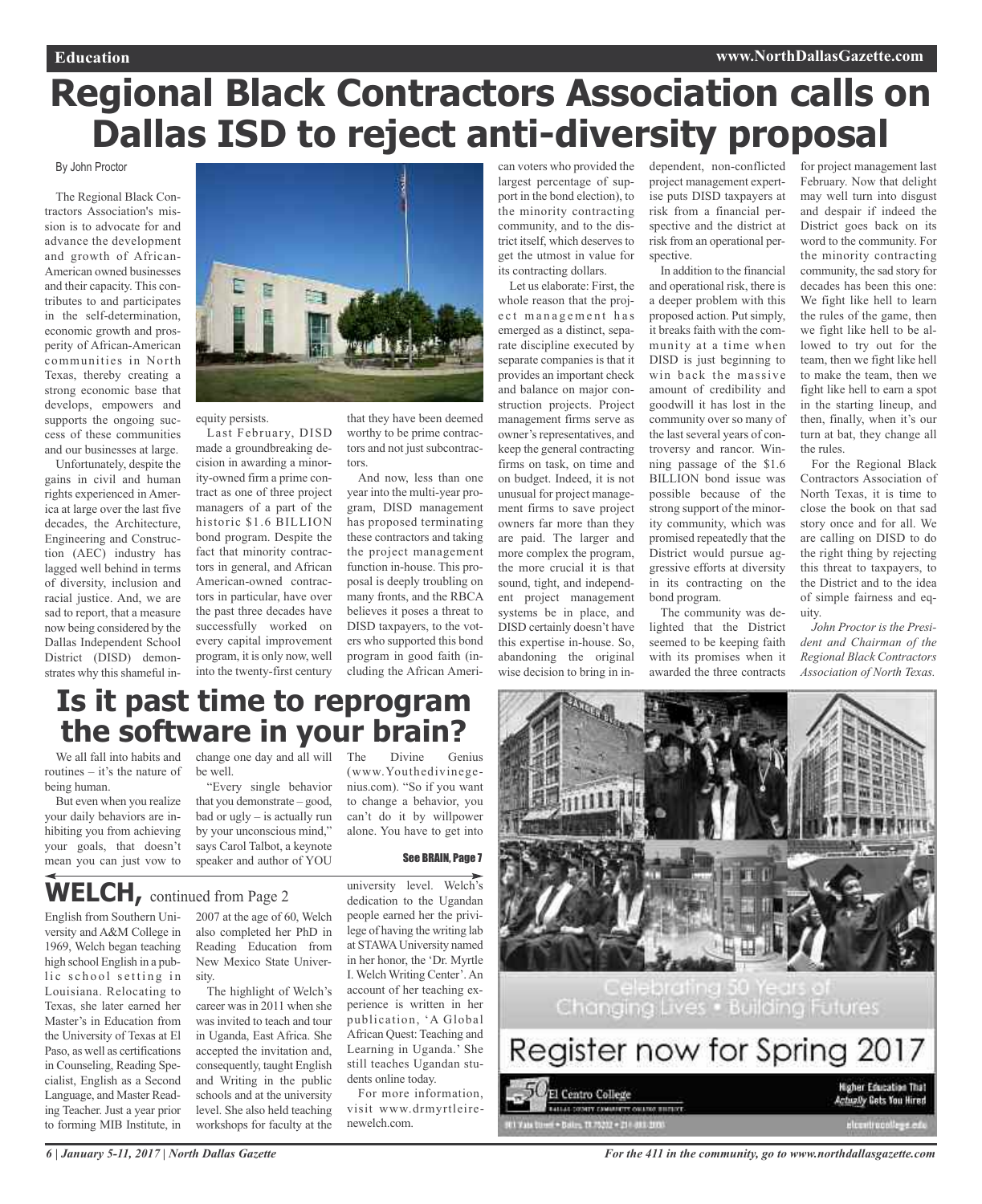# Regional Black Contractors Association calls on Dallas ISD to reject anti-diversity proposal

By John Proctor

The Regional Black Contractors Association's mission is to advocate for and advance the development and growth of African-American owned businesses and their capacity. This contributes to and participates in the self-determination, economic growth and prosperity of African-American communities in North Texas, thereby creating a strong economic base that develops, empowers and supports the ongoing success of these communities and our businesses at large.

Unfortunately, despite the gains in civil and human rights experienced in America at large over the last five decades, the Architecture, Engineering and Construction (AEC) industry has lagged well behind in terms of diversity, inclusion and racial justice. And, we are sad to report, that a measure now being considered by the Dallas Independent School District (DISD) demonstrates why this shameful inequity persists.

Last February, DISD made a groundbreaking decision in awarding a minority-owned firm a prime contract as one of three project managers of a part of the historic $1.6 BILLION bond program. Despite the fact that minority contractors in general, and African American-owned contractors in particular, have over the past three decades have successfully worked on every capital improvement program, it is only now, well into the twenty-first century that they have been deemed worthy to be prime contractors and not just subcontractors.

And now, less than one year into the multi-year program, DISD management has proposed terminating these contractors and taking the project management function in-house. This proposal is deeply troubling on many fronts, and the RBCA believes it poses a threat to DISD taxpayers, to the voters who supported this bond program in good faith (including the African American voters who provided the largest percentage of support in the bond election), to the minority contracting community, and to the district itself, which deserves to get the utmost in value for its contracting dollars.

Let us elaborate: First, the whole reason that the project management has emerged as a distinct, separate discipline executed by separate companies is that it provides an important check and balance on major construction projects. Project management firms serve as owner's representatives, and keep the general contracting firms on task, on time and on budget. Indeed, it is not unusual for project management firms to save project owners far more than they are paid. The larger and more complex the program, the more crucial it is that sound, tight, and independent project management systems be in place, and DISD certainly doesn't have this expertise in-house. So, abandoning the original wise decision to bring in independent, non-conflicted project management expertise puts DISD taxpayers at risk from a financial perspective and the district at risk from an operational perspective.

In addition to the financial and operational risk, there is a deeper problem with this proposed action. Put simply, it breaks faith with the community at a time when DISD is just beginning to win back the massive amount of credibility and goodwill it has lost in the community over so many of the last several years of controversy and rancor. Winning passage of the $1.6 BILLION bond issue was possible because of the strong support of the minority community, which was promised repeatedly that the District would pursue aggressive efforts at diversity in its contracting on the bond program.

The community was delighted that the District seemed to be keeping faith with its promises when it awarded the three contracts for project management last February. Now that delight may well turn into disgust and despair if indeed the District goes back on its word to the community. For the minority contracting community, the sad story for decades has been this one: We fight like hell to learn the rules of the game, then we fight like hell to be allowed to try out for the team, then we fight like hell to make the team, then we fight like hell to earn a spot in the starting lineup, and then, finally, when it's our turn at bat, they change all the rules.

For the Regional Black Contractors Association of North Texas, it is time to close the book on that sad story once and for all. We are calling on DISD to do the right thing by rejecting this threat to taxpayers, to the District and to the idea of simple fairness and equity.

*John Proctor is the President and Chairman of the Regional Black Contractors Association of North Texas.*

# Is it past time to reprogram the software in your brain?

We all fall into habits and routines – it's the nature of being human.

But even when you realize your daily behaviors are inhibiting you from achieving your goals, that doesn't mean you can just vow to change one day and all will be well.

"Every single behavior that you demonstrate – good, bad or ugly – is actually run by your unconscious mind," says Carol Talbot, a keynote speaker and author of YOU The Divine Genius (www.Youthedivinegenius.com). "So if you want to change a behavior, you can't do it by willpower alone. You have to get into

**See BRAIN, Page 7**

## WELCH, continued from Page 2

English from Southern University and A&M College in 1969, Welch began teaching high school English in a public school setting in Louisiana. Relocating to Texas, she later earned her Master's in Education from the University of Texas at El Paso, as well as certifications in Counseling, Reading Specialist, English as a Second Language, and Master Reading Teacher. Just a year prior to forming MIB Institute, in 2007 at the age of 60, Welch also completed her PhD in Reading Education from New Mexico State University.

The highlight of Welch's career was in 2011 when she was invited to teach and tour in Uganda, East Africa. She accepted the invitation and, consequently, taught English and Writing in the public schools and at the university level. She also held teaching workshops for faculty at the university level. Welch's dedication to the Ugandan people earned her the privilege of having the writing lab at STAWA University named in her honor, the 'Dr. Myrtle I. Welch Writing Center'. An account of her teaching experience is written in her publication, 'A Global African Quest: Teaching and Learning in Uganda.' She still teaches Ugandan students online today.

For more information, visit www.drmyrtleirenewelch.com.

Celebrating 50 Years of Changing Lives • Building Futures

Register now for Spring 2017

El Centro College

Higher Education That *Actually* Gets You Hired

elcentrocollege.edu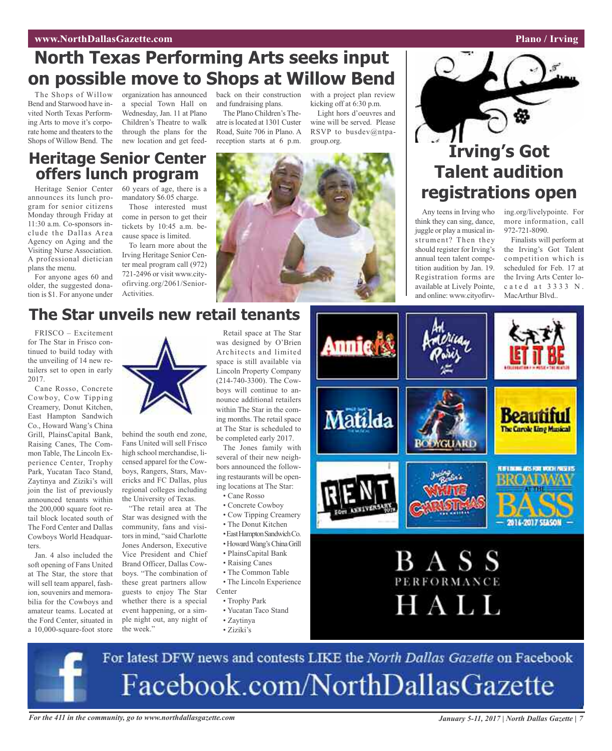# North Texas Performing Arts seeks input on possible move to Shops at Willow Bend

The Shops of Willow Bend and Starwood have invited North Texas Performing Arts to move it's corporate home and theaters to the Shops of Willow Bend. The organization has announced a special Town Hall on Wednesday, Jan. 11 at Plano Children's Theatre to walk through the plans for the new location and get feedback on their construction and fundraising plans.

The Plano Children's Theatre is located at 1301 Custer Road, Suite 706 in Plano. A reception starts at 6 p.m. with a project plan review kicking off at 6:30 p.m.

Light hors d'oeuvres and wine will be served. Please RSVP to busdev@ntpagroup.org.

# Irving's Got Talent audition registrations open

Any teens in Irving who think they can sing, dance, juggle or play a musical instrument? Then they should register for Irving's annual teen talent competition audition by Jan. 19. Registration forms are available at Lively Pointe, and online: www.cityofirving.org/livelypointe. For more information, call 972-721-8090.

Finalists will perform at the Irving's Got Talent competition which is scheduled for Feb. 17 at the Irving Arts Center located at 3333 N. MacArthur Blvd..

# Heritage Senior Center offers lunch program

Heritage Senior Center announces its lunch program for senior citizens Monday through Friday at 11:30 a.m. Co-sponsors include the Dallas Area Agency on Aging and the Visiting Nurse Association. A professional dietician plans the menu.

For anyone ages 60 and older, the suggested donation is $1. For anyone under 60 years of age, there is a mandatory $6.05 charge.

Those interested must come in person to get their tickets by 10:45 a.m. because space is limited.

To learn more about the Irving Heritage Senior Center meal program call (972) 721-2496 or visit www.cityofirving.org/2061/Senior-Activities.

# The Star unveils new retail tenants

FRISCO – Excitement for The Star in Frisco continued to build today with the unveiling of 14 new retailers set to open in early 2017.

Cane Rosso, Concrete Cowboy, Cow Tipping Creamery, Donut Kitchen, East Hampton Sandwich Co., Howard Wang's China Grill, PlainsCapital Bank, Raising Canes, The Common Table, The Lincoln Experience Center, Trophy Park, Yucatan Taco Stand, Zaytinya and Ziziki's will join the list of previously announced tenants within the 200,000 square foot retail block located south of The Ford Center and Dallas Cowboys World Headquarters.

Jan. 4 also included the soft opening of Fans United at The Star, the store that will sell team apparel, fashion, souvenirs and memorabilia for the Cowboys and amateur teams. Located at the Ford Center, situated in a 10,000-square-foot store behind the south end zone, Fans United will sell Frisco high school merchandise, licensed apparel for the Cowboys, Rangers, Stars, Mavericks and FC Dallas, plus regional colleges including the University of Texas.

"The retail area at The Star was designed with the community, fans and visitors in mind, "said Charlotte Jones Anderson, Executive Vice President and Chief Brand Officer, Dallas Cowboys. "The combination of these great partners allow guests to enjoy The Star whether there is a special event happening, or a simple night out, any night of the week."

Retail space at The Star was designed by O'Brien Architects and limited space is still available via Lincoln Property Company (214-740-3300). The Cowboys will continue to announce additional retailers within The Star in the coming months. The retail space at The Star is scheduled to be completed early 2017.

The Jones family with several of their new neighbors announced the following restaurants will be opening locations at The Star:

- Cane Rosso
- Concrete Cowboy
- Cow Tipping Creamery
- The Donut Kitchen
- East Hampton Sandwich Co.
- Howard Wang's China Grill
- PlainsCapital Bank
- Raising Canes
- The Common Table
- The Lincoln Experience Center
- Trophy Park
- Yucatan Taco Stand
- Zaytinya
- Ziziki's

Annie | An American in Paris | Let It Be | Matilda | Bodyguard | Beautiful: The Carole King Musical | Rent | Irving Berlin's White Christmas | Performing Arts Fort Worth presents Broadway at the Bass – 2016-2017 Season

BASS PERFORMANCE HALL

For latest DFW news and contests LIKE the *North Dallas Gazette* on Facebook
Facebook.com/NorthDallasGazette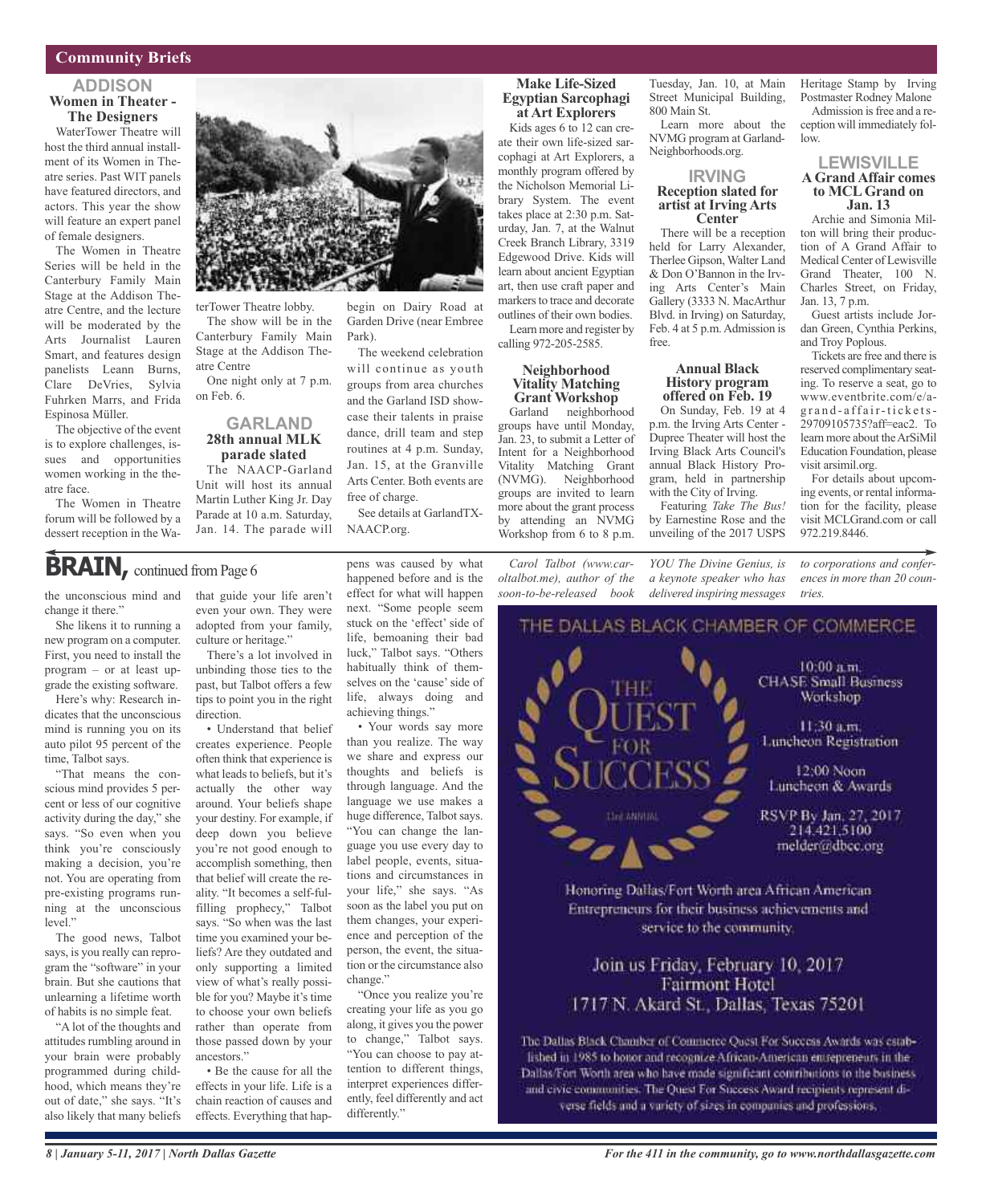## Community Briefs

### ADDISON

#### Women in Theater - The Designers

WaterTower Theatre will host the third annual installment of its Women in Theatre series. Past WIT panels have featured directors, and actors. This year the show will feature an expert panel of female designers.

The Women in Theatre Series will be held in the Canterbury Family Main Stage at the Addison Theatre Centre, and the lecture will be moderated by the Arts Journalist Lauren Smart, and features design panelists Leann Burns, Clare DeVries, Sylvia Fuhrken Marrs, and Frida Espinosa Müller.

The objective of the event is to explore challenges, issues and opportunities women working in the theatre face.

The Women in Theatre forum will be followed by a dessert reception in the WaterTower Theatre lobby.

The show will be in the Canterbury Family Main Stage at the Addison Theatre Centre

One night only at 7 p.m. on Feb. 6.

### GARLAND

#### 28th annual MLK parade slated

The NAACP-Garland Unit will host its annual Martin Luther King Jr. Day Parade at 10 a.m. Saturday, Jan. 14. The parade will begin on Dairy Road at Garden Drive (near Embree Park).

The weekend celebration will continue as youth groups from area churches and the Garland ISD showcase their talents in praise dance, drill team and step routines at 4 p.m. Sunday, Jan. 15, at the Granville Arts Center. Both events are free of charge.

See details at GarlandTX-NAACP.org.

#### Make Life-Sized Egyptian Sarcophagi at Art Explorers

Kids ages 6 to 12 can create their own life-sized sarcophagi at Art Explorers, a monthly program offered by the Nicholson Memorial Library System. The event takes place at 2:30 p.m. Saturday, Jan. 7, at the Walnut Creek Branch Library, 3319 Edgewood Drive. Kids will learn about ancient Egyptian art, then use craft paper and markers to trace and decorate outlines of their own bodies.

Learn more and register by calling 972-205-2585.

#### Neighborhood Vitality Matching Grant Workshop

Garland neighborhood groups have until Monday, Jan. 23, to submit a Letter of Intent for a Neighborhood Vitality Matching Grant (NVMG). Neighborhood groups are invited to learn more about the grant process by attending an NVMG Workshop from 6 to 8 p.m. Tuesday, Jan. 10, at Main Street Municipal Building, 800 Main St.

Learn more about the NVMG program at Garland-Neighborhoods.org.

### IRVING

#### Reception slated for artist at Irving Arts Center

There will be a reception held for Larry Alexander, Therlee Gipson, Walter Land & Don O'Bannon in the Irving Arts Center's Main Gallery (3333 N. MacArthur Blvd. in Irving) on Saturday, Feb. 4 at 5 p.m. Admission is free.

#### Annual Black History program offered on Feb. 19

On Sunday, Feb. 19 at 4 p.m. the Irving Arts Center - Dupree Theater will host the Irving Black Arts Council's annual Black History Program, held in partnership with the City of Irving.

Featuring *Take The Bus!* by Earnestine Rose and the unveiling of the 2017 USPS Heritage Stamp by Irving Postmaster Rodney Malone

Admission is free and a reception will immediately follow.

### LEWISVILLE

#### A Grand Affair comes to MCL Grand on Jan. 13

Archie and Simonia Milton will bring their production of A Grand Affair to Medical Center of Lewisville Grand Theater, 100 N. Charles Street, on Friday, Jan. 13, 7 p.m.

Guest artists include Jordan Green, Cynthia Perkins, and Troy Poplous.

Tickets are free and there is reserved complimentary seating. To reserve a seat, go to www.eventbrite.com/e/a-grand-affair-tickets-29709105735?aff=eac2. To learn more about the ArSiMil Education Foundation, please visit arsimil.org.

For details about upcoming events, or rental information for the facility, please visit MCLGrand.com or call 972.219.8446.

---

## BRAIN, continued from Page 6

the unconscious mind and change it there."

She likens it to running a new program on a computer. First, you need to install the program – or at least upgrade the existing software.

Here's why: Research indicates that the unconscious mind is running you on its auto pilot 95 percent of the time, Talbot says.

"That means the conscious mind provides 5 percent or less of our cognitive activity during the day," she says. "So even when you think you're consciously making a decision, you're not. You are operating from pre-existing programs running at the unconscious level."

The good news, Talbot says, is you really can reprogram the "software" in your brain. But she cautions that unlearning a lifetime worth of habits is no simple feat.

"A lot of the thoughts and attitudes rumbling around in your brain were probably programmed during childhood, which means they're out of date," she says. "It's also likely that many beliefs that guide your life aren't even your own. They were adopted from your family, culture or heritage."

There's a lot involved in unbinding those ties to the past, but Talbot offers a few tips to point you in the right direction.

• Understand that belief creates experience. People often think that experience is what leads to beliefs, but it's actually the other way around. Your beliefs shape your destiny. For example, if deep down you believe you're not good enough to accomplish something, then that belief will create the reality. "It becomes a self-fulfilling prophecy," Talbot says. "So when was the last time you examined your beliefs? Are they outdated and only supporting a limited view of what's really possible for you? Maybe it's time to choose your own beliefs rather than operate from those passed down by your ancestors."

• Be the cause for all the effects in your life. Life is a chain reaction of causes and effects. Everything that happens was caused by what happened before and is the effect for what will happen next. "Some people seem stuck on the 'effect' side of life, bemoaning their bad luck," Talbot says. "Others habitually think of themselves on the 'cause' side of life, always doing and achieving things."

• Your words say more than you realize. The way we share and express our thoughts and beliefs is through language. And the language we use makes a huge difference, Talbot says. "You can change the language you use every day to label people, events, situations and circumstances in your life," she says. "As soon as the label you put on them changes, your experience and perception of the person, the event, the situation or the circumstance also change."

"Once you realize you're creating your life as you go along, it gives you the power to change," Talbot says. "You can choose to pay attention to different things, interpret experiences differently, feel differently and act differently."

*Carol Talbot (www.caroltalbot.me), author of the soon-to-be-released book YOU The Divine Genius, is a keynote speaker who has delivered inspiring messages to corporations and conferences in more than 20 countries.*

---

THE DALLAS BLACK CHAMBER OF COMMERCE

THE QUEST FOR SUCCESS

33rd ANNUAL

10:00 a.m.
CHASE Small Business Workshop

11:30 a.m.
Luncheon Registration

12:00 Noon
Luncheon & Awards

RSVP By Jan. 27, 2017
214.421.5100
melder@dbcc.org

Honoring Dallas/Fort Worth area African American Entrepreneurs for their business achievements and service to the community.

Join us Friday, February 10, 2017
Fairmont Hotel
1717 N. Akard St., Dallas, Texas 75201

The Dallas Black Chamber of Commerce Quest For Success Awards was established in 1985 to honor and recognize African-American entrepreneurs in the Dallas/Fort Worth area who have made significant contributions to the business and civic communities. The Quest For Success Award recipients represent diverse fields and a variety of sizes in companies and professions.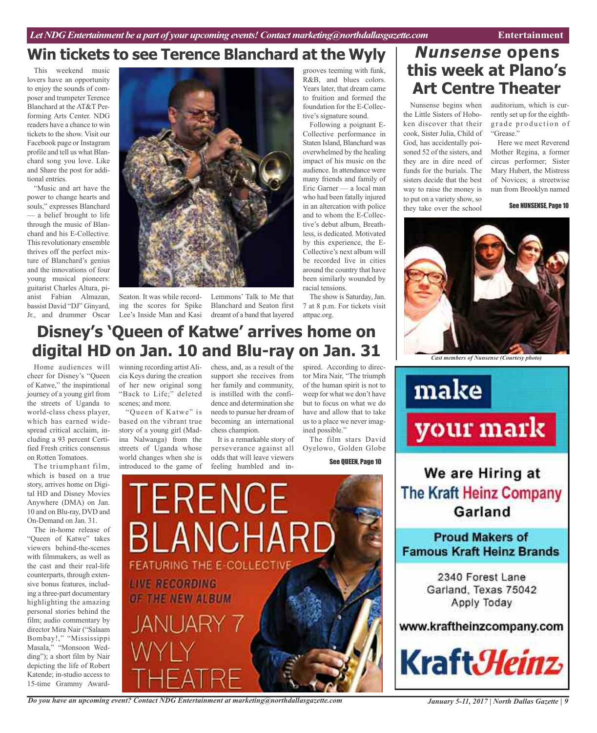# Win tickets to see Terence Blanchard at the Wyly

This weekend music lovers have an opportunity to enjoy the sounds of composer and trumpeter Terence Blanchard at the AT&T Performing Arts Center. NDG readers have a chance to win tickets to the show. Visit our Facebook page or Instagram profile and tell us what Blanchard song you love. Like and Share the post for additional entries.

"Music and art have the power to change hearts and souls," expresses Blanchard — a belief brought to life through the music of Blanchard and his E-Collective. This revolutionary ensemble thrives off the perfect mixture of Blanchard's genius and the innovations of four young musical pioneers: guitarist Charles Altura, pianist Fabian Almazan, bassist David "DJ" Ginyard, Jr., and drummer Oscar Seaton. It was while recording the scores for Spike Lee's Inside Man and Kasi Lemmons' Talk to Me that Blanchard and Seaton first dreamt of a band that layered grooves teeming with funk, R&B, and blues colors. Years later, that dream came to fruition and formed the foundation for the E-Collective's signature sound.

Following a poignant E-Collective performance in Staten Island, Blanchard was overwhelmed by the healing impact of his music on the audience. In attendance were many friends and family of Eric Garner — a local man who had been fatally injured in an altercation with police and to whom the E-Collective's debut album, Breathless, is dedicated. Motivated by this experience, the E-Collective's next album will be recorded live in cities around the country that have been similarly wounded by racial tensions.

The show is Saturday, Jan. 7 at 8 p.m. For tickets visit attpac.org.

# *Nunsense* opens this week at Plano's Art Centre Theater

Nunsense begins when the Little Sisters of Hoboken discover that their cook, Sister Julia, Child of God, has accidentally poisoned 52 of the sisters, and they are in dire need of funds for the burials. The sisters decide that the best way to raise the money is to put on a variety show, so they take over the school auditorium, which is currently set up for the eighth-grade production of "Grease."

Here we meet Reverend Mother Regina, a former circus performer; Sister Mary Hubert, the Mistress of Novices; a streetwise nun from Brooklyn named

**See NUNSENSE, Page 10**

*Cast members of Nunsense (Courtesy photo)*

# Disney's 'Queen of Katwe' arrives home on digital HD on Jan. 10 and Blu-ray on Jan. 31

Home audiences will cheer for Disney's "Queen of Katwe," the inspirational journey of a young girl from the streets of Uganda to world-class chess player, which has earned widespread critical acclaim, including a 93 percent Certified Fresh critics consensus on Rotten Tomatoes.

The triumphant film, which is based on a true story, arrives home on Digital HD and Disney Movies Anywhere (DMA) on Jan. 10 and on Blu-ray, DVD and On-Demand on Jan. 31.

The in-home release of "Queen of Katwe" takes viewers behind-the-scenes with filmmakers, as well as the cast and their real-life counterparts, through extensive bonus features, including a three-part documentary highlighting the amazing personal stories behind the film; audio commentary by director Mira Nair ("Salaam Bombay!," "Mississippi Masala," "Monsoon Wedding"); a short film by Nair depicting the life of Robert Katende; in-studio access to 15-time Grammy Award-winning recording artist Alicia Keys during the creation of her new original song "Back to Life;" deleted scenes; and more.

"Queen of Katwe" is based on the vibrant true story of a young girl (Madina Nalwanga) from the streets of Uganda whose world changes when she is introduced to the game of chess, and, as a result of the support she receives from her family and community, is instilled with the confidence and determination she needs to pursue her dream of becoming an international chess champion.

It is a remarkable story of perseverance against all odds that will leave viewers feeling humbled and inspired. According to director Mira Nair, "The triumph of the human spirit is not to weep for what we don't have but to focus on what we do have and allow that to take us to a place we never imagined possible."

The film stars David Oyelowo, Golden Globe

**See QUEEN, Page 10**

TERENCE BLANCHARD
FEATURING THE E-COLLECTIVE
LIVE RECORDING OF THE NEW ALBUM
JANUARY 7
WYLY THEATRE

make your mark

We are Hiring at The Kraft Heinz Company Garland

Proud Makers of Famous Kraft Heinz Brands

2340 Forest Lane
Garland, Texas 75042
Apply Today

www.kraftheinzcompany.com

KraftHeinz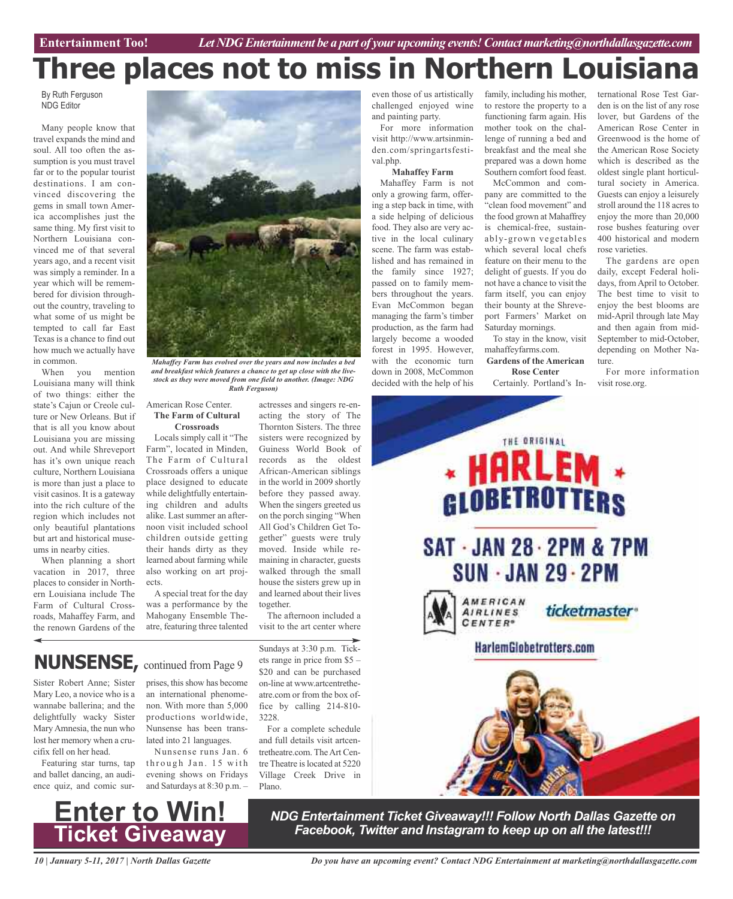# Three places not to miss in Northern Louisiana

By Ruth Ferguson
NDG Editor

Many people know that travel expands the mind and soul. All too often the assumption is you must travel far or to the popular tourist destinations. I am convinced discovering the gems in small town America accomplishes just the same thing. My first visit to Northern Louisiana convinced me of that several years ago, and a recent visit was simply a reminder. In a year which will be remembered for division throughout the country, traveling to what some of us might be tempted to call far East Texas is a chance to find out how much we actually have in common.

When you mention Louisiana many will think of two things: either the state's Cajun or Creole culture or New Orleans. But if that is all you know about Louisiana you are missing out. And while Shreveport has it's own unique reach culture, Northern Louisiana is more than just a place to visit casinos. It is a gateway into the rich culture of the region which includes not only beautiful plantations but art and historical museums in nearby cities.

When planning a short vacation in 2017, three places to consider in Northern Louisiana include The Farm of Cultural Crossroads, Mahaffey Farm, and the renown Gardens of the American Rose Center.

*Mahaffey Farm has evolved over the years and now includes a bed and breakfast which features a chance to get up close with the livestock as they were moved from one field to another. (Image: NDG Ruth Ferguson)*

**The Farm of Cultural Crossroads**

Locals simply call it "The Farm", located in Minden, The Farm of Cultural Crossroads offers a unique place designed to educate while delightfully entertaining children and adults alike. Last summer an afternoon visit included school children outside getting their hands dirty as they learned about farming while also working on art projects.

A special treat for the day was a performance by the Mahogany Ensemble Theatre, featuring three talented actresses and singers re-enacting the story of The Thornton Sisters. The three sisters were recognized by Guiness World Book of records as the oldest African-American siblings in the world in 2009 shortly before they passed away. When the singers greeted us on the porch singing "When All God's Children Get Together" guests were truly moved. Inside while remaining in character, guests walked through the small house the sisters grew up in and learned about their lives together.

The afternoon included a visit to the art center where even those of us artistically challenged enjoyed wine and painting party.

For more information visit http://www.artsinminden.com/springartsfestival.php.

**Mahaffey Farm**

Mahaffey Farm is not only a growing farm, offering a step back in time, with a side helping of delicious food. They also are very active in the local culinary scene. The farm was established and has remained in the family since 1927; passed on to family members throughout the years. Evan McCommon began managing the farm's timber production, as the farm had largely become a wooded forest in 1995. However, with the economic turn down in 2008, McCommon decided with the help of his family, including his mother, to restore the property to a functioning farm again. His mother took on the challenge of running a bed and breakfast and the meal she prepared was a down home Southern comfort food feast.

McCommon and company are committed to the "clean food movement" and the food grown at Mahaffrey is chemical-free, sustainably-grown vegetables which several local chefs feature on their menu to the delight of guests. If you do not have a chance to visit the farm itself, you can enjoy their bounty at the Shreveport Farmers' Market on Saturday mornings.

To stay in the know, visit mahaffeyfarms.com.

**Gardens of the American Rose Center**

Certainly. Portland's International Rose Test Garden is on the list of any rose lover, but Gardens of the American Rose Center in Greenwood is the home of the American Rose Society which is described as the oldest single plant horticultural society in America. Guests can enjoy a leisurely stroll around the 118 acres to enjoy the more than 20,000 rose bushes featuring over 400 historical and modern rose varieties.

The gardens are open daily, except Federal holidays, from April to October. The best time to visit to enjoy the best blooms are mid-April through late May and then again from mid-September to mid-October, depending on Mother Nature.

For more information visit rose.org.

## NUNSENSE, continued from Page 9

Sister Robert Anne; Sister Mary Leo, a novice who is a wannabe ballerina; and the delightfully wacky Sister Mary Amnesia, the nun who lost her memory when a crucifix fell on her head.

Featuring star turns, tap and ballet dancing, an audience quiz, and comic surprises, this show has become an international phenomenon. With more than 5,000 productions worldwide, Nunsense has been translated into 21 languages.

Nunsense runs Jan. 6 through Jan. 15 with evening shows on Fridays and Saturdays at 8:30 p.m. – Sundays at 3:30 p.m. Tickets range in price from $5 – $20 and can be purchased on-line at www.artcentretheatre.com or from the box office by calling 214-810-3228.

For a complete schedule and full details visit artcentretheatre.com. The Art Centre Theatre is located at 5220 Village Creek Drive in Plano.

THE ORIGINAL HARLEM GLOBETROTTERS

SAT · JAN 28 · 2PM & 7PM
SUN · JAN 29 · 2PM

American Airlines Center · ticketmaster

HarlemGlobetrotters.com

**Enter to Win! Ticket Giveaway**

***NDG Entertainment Ticket Giveaway!!! Follow North Dallas Gazette on Facebook, Twitter and Instagram to keep up on all the latest!!!***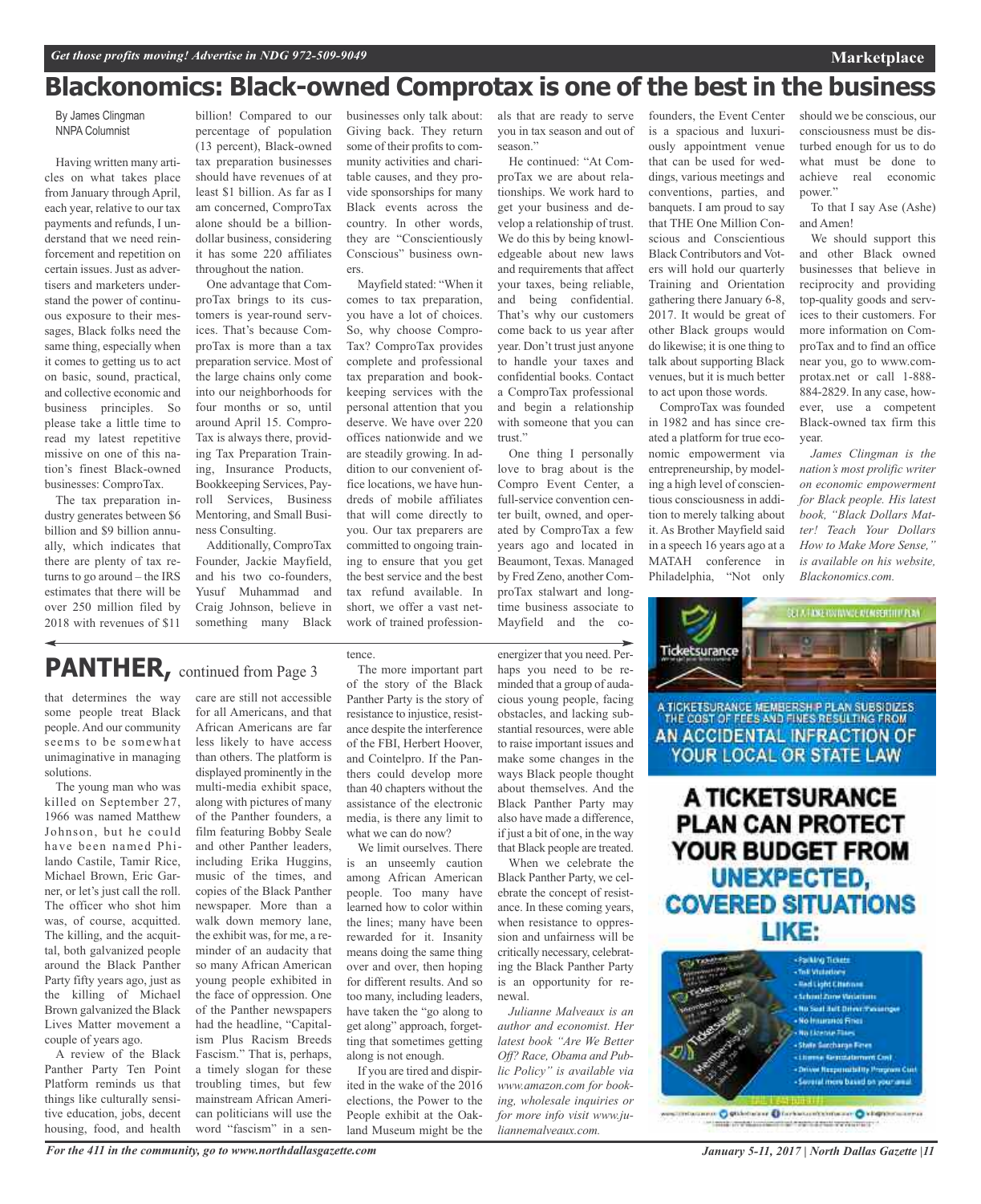# Blackonomics: Black-owned Comprotax is one of the best in the business

By James Clingman
NNPA Columnist

Having written many articles on what takes place from January through April, each year, relative to our tax payments and refunds, I understand that we need reinforcement and repetition on certain issues. Just as advertisers and marketers understand the power of continuous exposure to their messages, Black folks need the same thing, especially when it comes to getting us to act on basic, sound, practical, and collective economic and business principles. So please take a little time to read my latest repetitive missive on one of this nation's finest Black-owned businesses: ComproTax.

The tax preparation industry generates between $6 billion and $9 billion annually, which indicates that there are plenty of tax returns to go around – the IRS estimates that there will be over 250 million filed by 2018 with revenues of $11 billion! Compared to our percentage of population (13 percent), Black-owned tax preparation businesses should have revenues of at least $1 billion. As far as I am concerned, ComproTax alone should be a billion-dollar business, considering it has some 220 affiliates throughout the nation.

One advantage that ComproTax brings to its customers is year-round services. That's because ComproTax is more than a tax preparation service. Most of the large chains only come into our neighborhoods for four months or so, until around April 15. ComproTax is always there, providing Tax Preparation Training, Insurance Products, Bookkeeping Services, Payroll Services, Business Mentoring, and Small Business Consulting.

Additionally, ComproTax Founder, Jackie Mayfield, and his two co-founders, Yusuf Muhammad and Craig Johnson, believe in something many Black businesses only talk about: Giving back. They return some of their profits to community activities and charitable causes, and they provide sponsorships for many Black events across the country. In other words, they are "Conscientiously Conscious" business owners.

Mayfield stated: "When it comes to tax preparation, you have a lot of choices. So, why choose ComproTax? ComproTax provides complete and professional tax preparation and bookkeeping services with the personal attention that you deserve. We have over 220 offices nationwide and we are steadily growing. In addition to our convenient office locations, we have hundreds of mobile affiliates that will come directly to you. Our tax preparers are committed to ongoing training to ensure that you get the best service and the best tax refund available. In short, we offer a vast network of trained professionals that are ready to serve you in tax season and out of season."

He continued: "At ComproTax we are about relationships. We work hard to get your business and develop a relationship of trust. We do this by being knowledgeable about new laws and requirements that affect your taxes, being reliable, and being confidential. That's why our customers come back to us year after year. Don't trust just anyone to handle your taxes and confidential books. Contact a ComproTax professional and begin a relationship with someone that you can trust."

One thing I personally love to brag about is the Compro Event Center, a full-service convention center built, owned, and operated by ComproTax a few years ago and located in Beaumont, Texas. Managed by Fred Zeno, another ComproTax stalwart and long-time business associate to Mayfield and the co-founders, the Event Center is a spacious and luxuriously appointment venue that can be used for weddings, various meetings and conventions, parties, and banquets. I am proud to say that THE One Million Conscious and Conscientious Black Contributors and Voters will hold our quarterly Training and Orientation gathering there January 6-8, 2017. It would be great of other Black groups would do likewise; it is one thing to talk about supporting Black venues, but it is much better to act upon those words.

ComproTax was founded in 1982 and has since created a platform for true economic empowerment via entrepreneurship, by modeling a high level of conscientious consciousness in addition to merely talking about it. As Brother Mayfield said in a speech 16 years ago at a MATAH conference in Philadelphia, "Not only should we be conscious, our consciousness must be disturbed enough for us to do what must be done to achieve real economic power."

To that I say Ase (Ashe) and Amen!

We should support this and other Black owned businesses that believe in reciprocity and providing top-quality goods and services to their customers. For more information on ComproTax and to find an office near you, go to www.comprotax.net or call 1-888-884-2829. In any case, however, use a competent Black-owned tax firm this year.

*James Clingman is the nation's most prolific writer on economic empowerment for Black people. His latest book, "Black Dollars Matter! Teach Your Dollars How to Make More Sense," is available on his website, Blackonomics.com.*

## PANTHER, continued from Page 3

that determines the way some people treat Black people. And our community seems to be somewhat unimaginative in managing solutions.

The young man who was killed on September 27, 1966 was named Matthew Johnson, but he could have been named Philando Castile, Tamir Rice, Michael Brown, Eric Garner, or let's just call the roll. The officer who shot him was, of course, acquitted. The killing, and the acquittal, both galvanized people around the Black Panther Party fifty years ago, just as the killing of Michael Brown galvanized the Black Lives Matter movement a couple of years ago.

A review of the Black Panther Party Ten Point Platform reminds us that things like culturally sensitive education, jobs, decent housing, food, and health care are still not accessible for all Americans, and that African Americans are far less likely to have access than others. The platform is displayed prominently in the multi-media exhibit space, along with pictures of many of the Panther founders, a film featuring Bobby Seale and other Panther leaders, including Erika Huggins, music of the times, and copies of the Black Panther newspaper. More than a walk down memory lane, the exhibit was, for me, a reminder of an audacity that so many African American young people exhibited in the face of oppression. One of the Panther newspapers had the headline, "Capitalism Plus Racism Breeds Fascism." That is, perhaps, a timely slogan for these troubling times, but few mainstream African American politicians will use the word "fascism" in a sentence.

The more important part of the story of the Black Panther Party is the story of resistance to injustice, resistance despite the interference of the FBI, Herbert Hoover, and Cointelpro. If the Panthers could develop more than 40 chapters without the assistance of the electronic media, is there any limit to what we can do now?

We limit ourselves. There is an unseemly caution among African American people. Too many have learned how to color within the lines; many have been rewarded for it. Insanity means doing the same thing over and over, then hoping for different results. And so too many, including leaders, have taken the "go along to get along" approach, forgetting that sometimes getting along is not enough.

If you are tired and dispirited in the wake of the 2016 elections, the Power to the People exhibit at the Oakland Museum might be the energizer that you need. Perhaps you need to be reminded that a group of audacious young people, facing obstacles, and lacking substantial resources, were able to raise important issues and make some changes in the ways Black people thought about themselves. And the Black Panther Party may also have made a difference, if just a bit of one, in the way that Black people are treated.

When we celebrate the Black Panther Party, we celebrate the concept of resistance. In these coming years, when resistance to oppression and unfairness will be critically necessary, celebrating the Black Panther Party is an opportunity for renewal.

*Julianne Malveaux is an author and economist. Her latest book "Are We Better Off? Race, Obama and Public Policy" is available via www.amazon.com for booking, wholesale inquiries or for more info visit www.juliannemalveaux.com.*

---

A TICKETSURANCE MEMBERSHIP PLAN SUBSIDIZES THE COST OF FEES AND FINES RESULTING FROM AN ACCIDENTAL INFRACTION OF YOUR LOCAL OR STATE LAW

**A TICKETSURANCE PLAN CAN PROTECT YOUR BUDGET FROM UNEXPECTED, COVERED SITUATIONS LIKE:**

- Parking Tickets
- Toll Violations
- Red Light Citations
- School Zone Violations
- No Seat Belt Driver/Passenger
- No Insurance Fines
- No License Fines
- State Surcharge Fines
- License Reinstatement Cost
- Driver Responsibility Program Cost
- Several more based on your area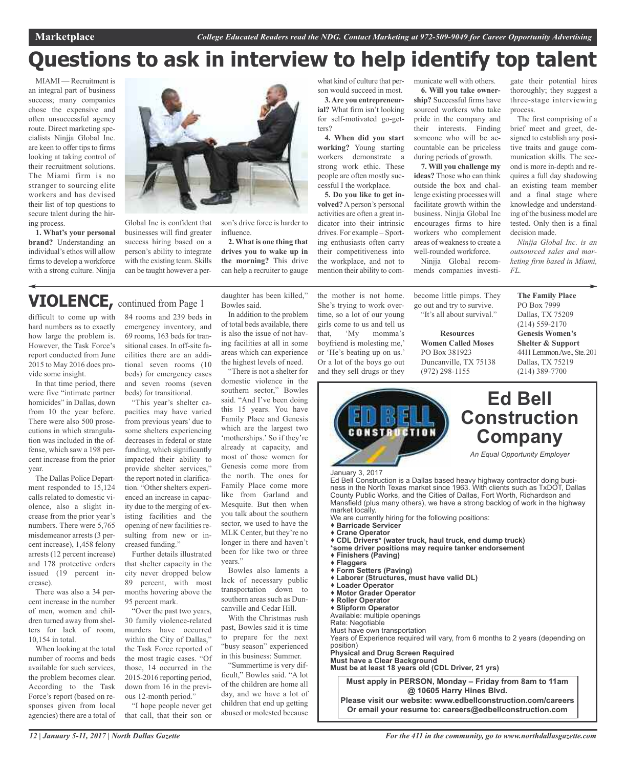Marketplace

*College Educated Readers read the NDG. Contact Marketing at 972-509-9049 for Career Opportunity Advertising*

# Questions to ask in interview to help identify top talent

MIAMI — Recruitment is an integral part of business success; many companies chose the expensive and often unsuccessful agency route. Direct marketing specialists Ninjja Global Inc. are keen to offer tips to firms looking at taking control of their recruitment solutions. The Miami firm is no stranger to sourcing elite workers and has devised their list of top questions to secure talent during the hiring process.

**1. What's your personal brand?** Understanding an individual's ethos will allow firms to develop a workforce with a strong culture. Ninjja Global Inc is confident that businesses will find greater success hiring based on a person's ability to integrate with the existing team. Skills can be taught however a person's drive force is harder to influence.

**2. What is one thing that drives you to wake up in the morning?** This drive can help a recruiter to gauge what kind of culture that person would succeed in most.

**3. Are you entrepreneurial?** What firm isn't looking for self-motivated go-getters?

**4. When did you start working?** Young starting workers demonstrate a strong work ethic. These people are often mostly successful I the workplace.

**5. Do you like to get involved?** A person's personal activities are often a great indicator into their intrinsic drives. For example – Sporting enthusiasts often carry their competitiveness into the workplace, and not to mention their ability to communicate well with others.

**6. Will you take ownership?** Successful firms have sourced workers who take pride in the company and their interests. Finding someone who will be accountable can be priceless during periods of growth.

**7. Will you challenge my ideas?** Those who can think outside the box and challenge existing processes will facilitate growth within the business. Ninjja Global Inc encourages firms to hire workers who complement areas of weakness to create a well-rounded workforce.

Ninjja Global recommends companies investigate their potential hires thoroughly; they suggest a three-stage interviewing process.

The first comprising of a brief meet and greet, designed to establish any positive traits and gauge communication skills. The second is more in-depth and requires a full day shadowing an existing team member and a final stage where knowledge and understanding of the business model are tested. Only then is a final decision made.

*Ninjja Global Inc. is an outsourced sales and marketing firm based in Miami, FL.*

## VIOLENCE, continued from Page 1

difficult to come up with hard numbers as to exactly how large the problem is. However, the Task Force's report conducted from June 2015 to May 2016 does provide some insight.

In that time period, there were five "intimate partner homicides" in Dallas, down from 10 the year before. There were also 500 prosecutions in which strangulation was included in the offense, which saw a 198 percent increase from the prior year.

The Dallas Police Department responded to 15,124 calls related to domestic violence, also a slight increase from the prior year's numbers. There were 5,765 misdemeanor arrests (3 percent increase), 1,458 felony arrests (12 percent increase) and 178 protective orders issued (19 percent increase).

There was also a 34 percent increase in the number of men, women and children turned away from shelters for lack of room, 10,154 in total.

When looking at the total number of rooms and beds available for such services, the problem becomes clear. According to the Task Force's report (based on responses given from local agencies) there are a total of 84 rooms and 239 beds in emergency inventory, and 69 rooms, 163 beds for transitional cases. In off-site facilities there are an additional seven rooms (10 beds) for emergency cases and seven rooms (seven beds) for transitional.

"This year's shelter capacities may have varied from previous years' due to some shelters experiencing decreases in federal or state funding, which significantly impacted their ability to provide shelter services," the report noted in clarification. "Other shelters experienced an increase in capacity due to the merging of existing facilities and the opening of new facilities resulting from new or increased funding."

Further details illustrated that shelter capacity in the city never dropped below 89 percent, with most months hovering above the 95 percent mark.

"Over the past two years, 30 family violence-related murders have occurred within the City of Dallas," the Task Force reported of the most tragic cases. "Of those, 14 occurred in the 2015-2016 reporting period, down from 16 in the previous 12-month period."

"I hope people never get that call, that their son or daughter has been killed," Bowles said.

In addition to the problem of total beds available, there is also the issue of not having facilities at all in some areas which can experience the highest levels of need.

"There is not a shelter for domestic violence in the southern sector," Bowles said. "And I've been doing this 15 years. You have Family Place and Genesis which are the largest two 'motherships.' So if they're already at capacity, and most of those women for Genesis come more from the north. The ones for Family Place come more like from Garland and Mesquite. But then when you talk about the southern sector, we used to have the MLK Center, but they're no longer in there and haven't been for like two or three years."

Bowles also laments a lack of necessary public transportation down to southern areas such as Duncanville and Cedar Hill.

With the Christmas rush past, Bowles said it is time to prepare for the next "busy season" experienced in this business: Summer.

"Summertime is very difficult," Bowles said. "A lot of the children are home all day, and we have a lot of children that end up getting abused or molested because the mother is not home. She's trying to work overtime, so a lot of our young girls come to us and tell us that, 'My momma's boyfriend is molesting me,' or 'He's beating up on us.' Or a lot of the boys go out and they sell drugs or they become little pimps. They go out and try to survive. "It's all about survival."

**Resources**

**Women Called Moses**
PO Box 381923
Duncanville, TX 75138
(972) 298-1155

**The Family Place**
PO Box 7999
Dallas, TX 75209
(214) 559-2170

**Genesis Women's Shelter & Support**
4411 Lemmon Ave., Ste. 201
Dallas, TX 75219
(214) 389-7700

## Ed Bell Construction Company

*An Equal Opportunity Employer*

January 3, 2017

Ed Bell Construction is a Dallas based heavy highway contractor doing business in the North Texas market since 1963. With clients such as TxDOT, Dallas County Public Works, and the Cities of Dallas, Fort Worth, Richardson and Mansfield (plus many others), we have a strong backlog of work in the highway market locally.

We are currently hiring for the following positions:

- **Barricade Servicer**
- **Crane Operator**
- **CDL Drivers\* (water truck, haul truck, end dump truck)**
  **\*some driver positions may require tanker endorsement**
- **Finishers (Paving)**
- **Flaggers**
- **Form Setters (Paving)**
- **Laborer (Structures, must have valid DL)**
- **Loader Operator**
- **Motor Grader Operator**
- **Roller Operator**
- **Slipform Operator**

Available: multiple openings
Rate: Negotiable
Must have own transportation
Years of Experience required will vary, from 6 months to 2 years (depending on position)
**Physical and Drug Screen Required**
**Must have a Clear Background**
**Must be at least 18 years old (CDL Driver, 21 yrs)**

**Must apply in PERSON, Monday – Friday from 8am to 11am @ 10605 Harry Hines Blvd.**

**Please visit our website: www.edbellconstruction.com/careers**
**Or email your resume to: careers@edbellconstruction.com**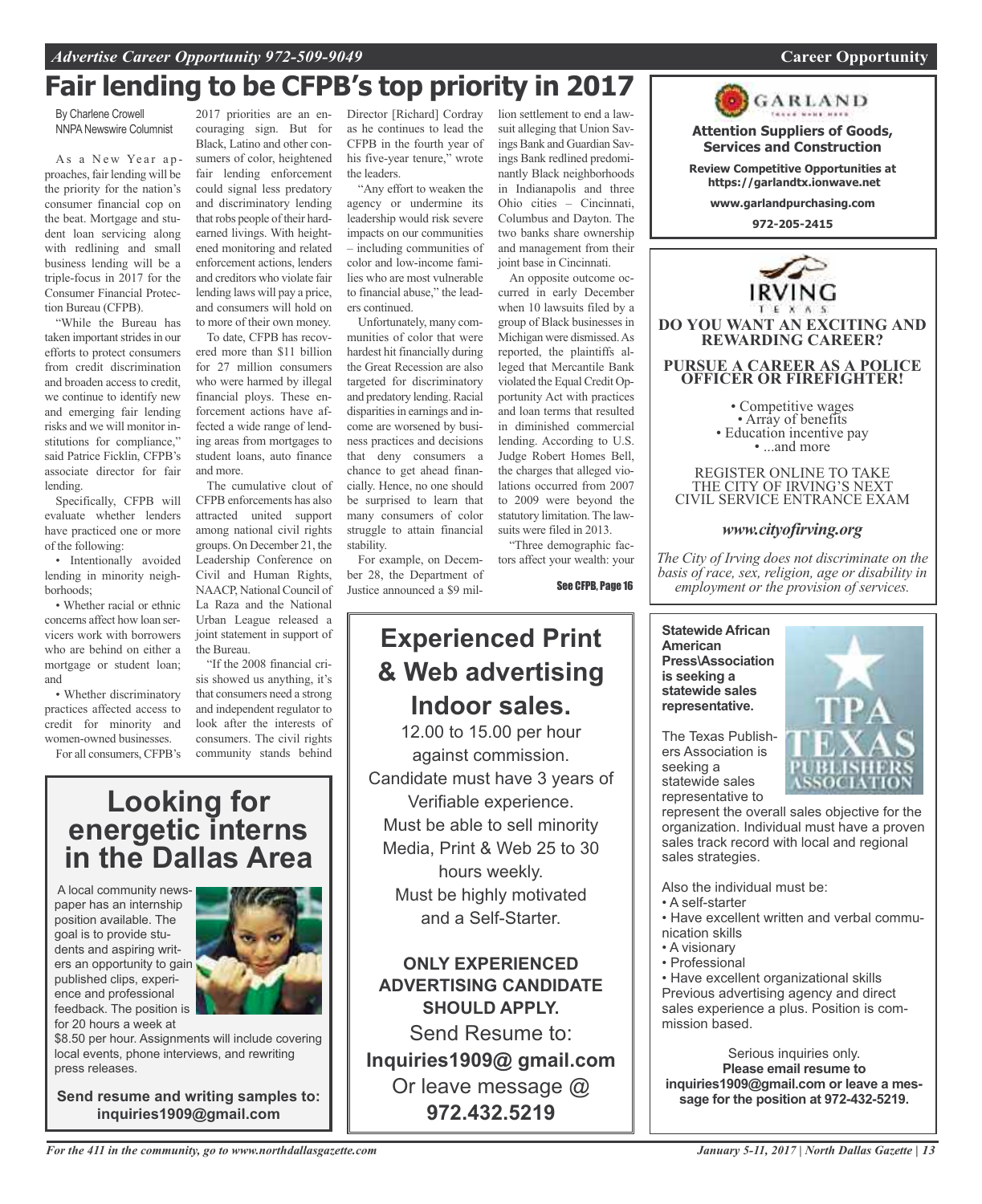# Fair lending to be CFPB's top priority in 2017

By Charlene Crowell
NNPA Newswire Columnist

As a New Year approaches, fair lending will be the priority for the nation's consumer financial cop on the beat. Mortgage and student loan servicing along with redlining and small business lending will be a triple-focus in 2017 for the Consumer Financial Protection Bureau (CFPB).

"While the Bureau has taken important strides in our efforts to protect consumers from credit discrimination and broaden access to credit, we continue to identify new and emerging fair lending risks and we will monitor institutions for compliance," said Patrice Ficklin, CFPB's associate director for fair lending.

Specifically, CFPB will evaluate whether lenders have practiced one or more of the following:

- Intentionally avoided lending in minority neighborhoods;
- Whether racial or ethnic concerns affect how loan servicers work with borrowers who are behind on either a mortgage or student loan; and
- Whether discriminatory practices affected access to credit for minority and women-owned businesses.

For all consumers, CFPB's 2017 priorities are an encouraging sign. But for Black, Latino and other consumers of color, heightened fair lending enforcement could signal less predatory and discriminatory lending that robs people of their hard-earned livings. With heightened monitoring and related enforcement actions, lenders and creditors who violate fair lending laws will pay a price, and consumers will hold on to more of their own money.

To date, CFPB has recovered more than $11 billion for 27 million consumers who were harmed by illegal financial ploys. These enforcement actions have affected a wide range of lending areas from mortgages to student loans, auto finance and more.

The cumulative clout of CFPB enforcements has also attracted united support among national civil rights groups. On December 21, the Leadership Conference on Civil and Human Rights, NAACP, National Council of La Raza and the National Urban League released a joint statement in support of the Bureau.

"If the 2008 financial crisis showed us anything, it's that consumers need a strong and independent regulator to look after the interests of consumers. The civil rights community stands behind Director [Richard] Cordray as he continues to lead the CFPB in the fourth year of his five-year tenure," wrote the leaders.

"Any effort to weaken the agency or undermine its leadership would risk severe impacts on our communities – including communities of color and low-income families who are most vulnerable to financial abuse," the leaders continued.

Unfortunately, many communities of color that were hardest hit financially during the Great Recession are also targeted for discriminatory and predatory lending. Racial disparities in earnings and income are worsened by business practices and decisions that deny consumers a chance to get ahead financially. Hence, no one should be surprised to learn that many consumers of color struggle to attain financial stability.

For example, on December 28, the Department of Justice announced a $9 million settlement to end a lawsuit alleging that Union Savings Bank and Guardian Savings Bank redlined predominantly Black neighborhoods in Indianapolis and three Ohio cities – Cincinnati, Columbus and Dayton. The two banks share ownership and management from their joint base in Cincinnati.

An opposite outcome occurred in early December when 10 lawsuits filed by a group of Black businesses in Michigan were dismissed. As reported, the plaintiffs alleged that Mercantile Bank violated the Equal Credit Opportunity Act with practices and loan terms that resulted in diminished commercial lending. According to U.S. Judge Robert Homes Bell, the charges that alleged violations occurred from 2007 to 2009 were beyond the statutory limitation. The lawsuits were filed in 2013.

"Three demographic factors affect your wealth: your

See CFPB, Page 16

---

## Looking for energetic interns in the Dallas Area

A local community newspaper has an internship position available. The goal is to provide students and aspiring writers an opportunity to gain published clips, experience and professional feedback. The position is for 20 hours a week at $8.50 per hour. Assignments will include covering local events, phone interviews, and rewriting press releases.

**Send resume and writing samples to: inquiries1909@gmail.com**

---

## Experienced Print & Web advertising Indoor sales.

12.00 to 15.00 per hour against commission.
Candidate must have 3 years of Verifiable experience.
Must be able to sell minority Media, Print & Web 25 to 30 hours weekly.
Must be highly motivated and a Self-Starter.

**ONLY EXPERIENCED ADVERTISING CANDIDATE SHOULD APPLY.**

Send Resume to:
**Inquiries1909@ gmail.com**
Or leave message @
**972.432.5219**

---

GARLAND

**Attention Suppliers of Goods, Services and Construction**

**Review Competitive Opportunities at https://garlandtx.ionwave.net**

**www.garlandpurchasing.com**

**972-205-2415**

---

IRVING TEXAS

**DO YOU WANT AN EXCITING AND REWARDING CAREER?**

**PURSUE A CAREER AS A POLICE OFFICER OR FIREFIGHTER!**

- Competitive wages
- Array of benefits
- Education incentive pay
- ...and more

REGISTER ONLINE TO TAKE THE CITY OF IRVING'S NEXT CIVIL SERVICE ENTRANCE EXAM

*www.cityofirving.org*

*The City of Irving does not discriminate on the basis of race, sex, religion, age or disability in employment or the provision of services.*

---

**Statewide African American Press\Association is seeking a statewide sales representative.**

The Texas Publishers Association is seeking a statewide sales representative to represent the overall sales objective for the organization. Individual must have a proven sales track record with local and regional sales strategies.

Also the individual must be:

- A self-starter
- Have excellent written and verbal communication skills
- A visionary
- Professional
- Have excellent organizational skills

Previous advertising agency and direct sales experience a plus. Position is commission based.

Serious inquiries only.
**Please email resume to inquiries1909@gmail.com or leave a message for the position at 972-432-5219.**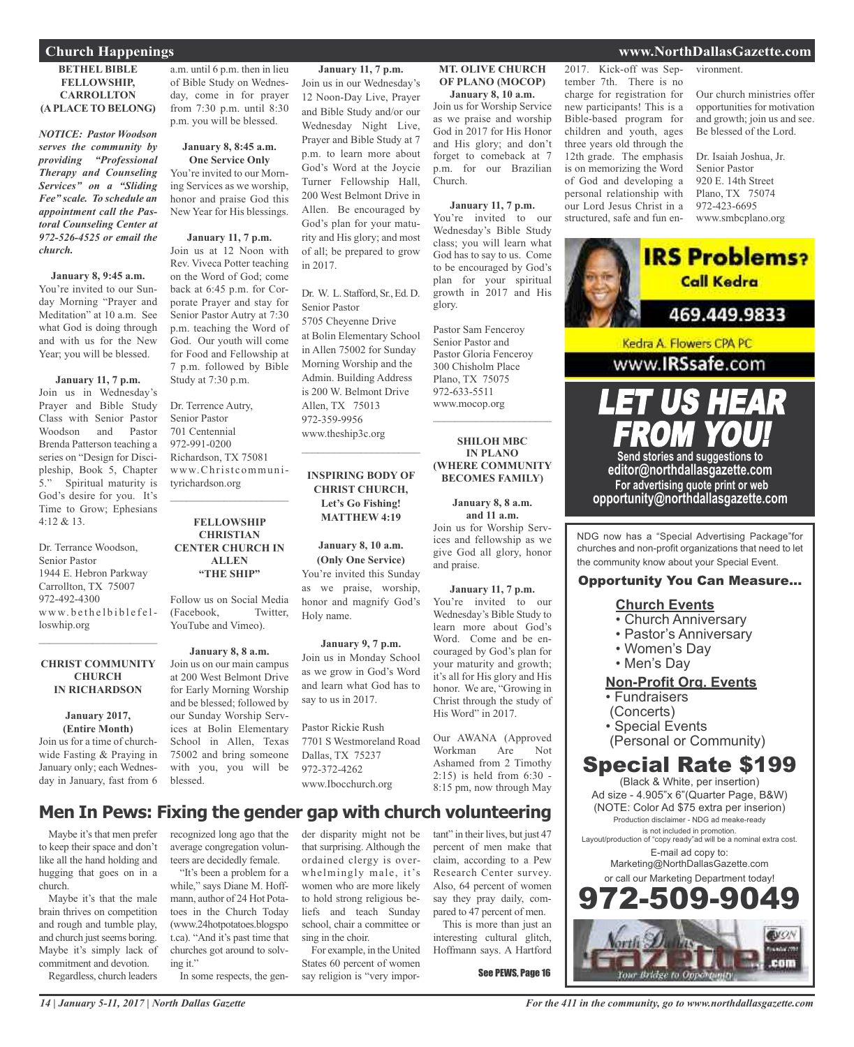## Church Happenings

### BETHEL BIBLE FELLOWSHIP, CARROLLTON (A PLACE TO BELONG)

***NOTICE: Pastor Woodson serves the community by providing "Professional Therapy and Counseling Services" on a "Sliding Fee" scale. To schedule an appointment call the Pastoral Counseling Center at 972-526-4525 or email the church.***

**January 8, 9:45 a.m.**
You're invited to our Sunday Morning "Prayer and Meditation" at 10 a.m. See what God is doing through and with us for the New Year; you will be blessed.

**January 11, 7 p.m.**
Join us in Wednesday's Prayer and Bible Study Class with Senior Pastor Woodson and Pastor Brenda Patterson teaching a series on "Design for Discipleship, Book 5, Chapter 5." Spiritual maturity is God's desire for you. It's Time to Grow; Ephesians 4:12 & 13.

Dr. Terrance Woodson,
Senior Pastor
1944 E. Hebron Parkway
Carrollton, TX 75007
972-492-4300
www.bethelbiblefelloswhip.org

---

### CHRIST COMMUNITY CHURCH IN RICHARDSON

**January 2017, (Entire Month)**
Join us for a time of churchwide Fasting & Praying in January only; each Wednesday in January, fast from 6 a.m. until 6 p.m. then in lieu of Bible Study on Wednesday, come in for prayer from 7:30 p.m. until 8:30 p.m. you will be blessed.

**January 8, 8:45 a.m. One Service Only**
You're invited to our Morning Services as we worship, honor and praise God this New Year for His blessings.

**January 11, 7 p.m.**
Join us at 12 Noon with Rev. Viveca Potter teaching on the Word of God; come back at 6:45 p.m. for Corporate Prayer and stay for Senior Pastor Autry at 7:30 p.m. teaching the Word of God. Our youth will come for Food and Fellowship at 7 p.m. followed by Bible Study at 7:30 p.m.

Dr. Terrence Autry,
Senior Pastor
701 Centennial
972-991-0200
Richardson, TX 75081
www.Christcommunityrichardson.org

---

### FELLOWSHIP CHRISTIAN CENTER CHURCH IN ALLEN "THE SHIP"

Follow us on Social Media (Facebook, Twitter, YouTube and Vimeo).

**January 8, 8 a.m.**
Join us on our main campus at 200 West Belmont Drive for Early Morning Worship and be blessed; followed by our Sunday Worship Services at Bolin Elementary School in Allen, Texas 75002 and bring someone with you, you will be blessed.

**January 11, 7 p.m.**
Join us in our Wednesday's 12 Noon-Day Live, Prayer and Bible Study and/or our Wednesday Night Live, Prayer and Bible Study at 7 p.m. to learn more about God's Word at the Joycie Turner Fellowship Hall, 200 West Belmont Drive in Allen. Be encouraged by God's plan for your maturity and His glory; and most of all; be prepared to grow in 2017.

Dr. W. L. Stafford, Sr., Ed. D.
Senior Pastor
5705 Cheyenne Drive
at Bolin Elementary School in Allen 75002 for Sunday Morning Worship and the Admin. Building Address is 200 W. Belmont Drive
Allen, TX 75013
972-359-9956
www.theship3c.org

---

### INSPIRING BODY OF CHRIST CHURCH, Let's Go Fishing! MATTHEW 4:19

**January 8, 10 a.m. (Only One Service)**
You're invited this Sunday as we praise, worship, honor and magnify God's Holy name.

**January 9, 7 p.m.**
Join us in Monday School as we grow in God's Word and learn what God has to say to us in 2017.

Pastor Rickie Rush
7701 S Westmoreland Road
Dallas, TX 75237
972-372-4262
www.Ibocchurch.org

---

### MT. OLIVE CHURCH OF PLANO (MOCOP)

**January 8, 10 a.m.**
Join us for Worship Service as we praise and worship God in 2017 for His Honor and His glory; and don't forget to comeback at 7 p.m. for our Brazilian Church.

**January 11, 7 p.m.**
You're invited to our Wednesday's Bible Study class; you will learn what God has to say to us. Come to be encouraged by God's plan for your spiritual growth in 2017 and His glory.

Pastor Sam Fenceroy
Senior Pastor and
Pastor Gloria Fenceroy
300 Chisholm Place
Plano, TX 75075
972-633-5511
www.mocop.org

---

### SHILOH MBC IN PLANO (WHERE COMMUNITY BECOMES FAMILY)

**January 8, 8 a.m. and 11 a.m.**
Join us for Worship Services and fellowship as we give God all glory, honor and praise.

**January 11, 7 p.m.**
You're invited to our Wednesday's Bible Study to learn more about God's Word. Come and be encouraged by God's plan for your maturity and growth; it's all for His glory and His honor. We are, "Growing in Christ through the study of His Word" in 2017.

Our AWANA (Approved Workman Are Not Ashamed from 2 Timothy 2:15) is held from 6:30 - 8:15 pm, now through May 2017. Kick-off was September 7th. There is no charge for registration for new participants! This is a Bible-based program for children and youth, ages three years old through the 12th grade. The emphasis is on memorizing the Word of God and developing a personal relationship with our Lord Jesus Christ in a structured, safe and fun environment.

Our church ministries offer opportunities for motivation and growth; join us and see. Be blessed of the Lord.

Dr. Isaiah Joshua, Jr.
Senior Pastor
920 E. 14th Street
Plano, TX 75074
972-423-6695
www.smbcplano.org

---

**IRS Problems? Call Kedra**
**469.449.9833**
Kedra A. Flowers CPA PC
www.IRSsafe.com

**LET US HEAR FROM YOU!**
Send stories and suggestions to
editor@northdallasgazette.com
For advertising quote print or web
opportunity@northdallasgazette.com

---

NDG now has a "Special Advertising Package"for churches and non-profit organizations that need to let the community know about your Special Event.

**Opportunity You Can Measure...**

**Church Events**
- Church Anniversary
- Pastor's Anniversary
- Women's Day
- Men's Day

**Non-Profit Org. Events**
- Fundraisers (Concerts)
- Special Events (Personal or Community)

**Special Rate $199**
(Black & White, per insertion)
Ad size - 4.905"x 6"(Quarter Page, B&W)
(NOTE: Color Ad $75 extra per inserion)
Production disclaimer - NDG ad meake-ready is not included in promotion.
Layout/production of "copy ready"ad will be a nominal extra cost.
E-mail ad copy to:
Marketing@NorthDallasGazette.com
or call our Marketing Department today!
**972-509-9049**

---

## Men In Pews: Fixing the gender gap with church volunteering

Maybe it's that men prefer to keep their space and don't like all the hand holding and hugging that goes on in a church.

Maybe it's that the male brain thrives on competition and rough and tumble play, and church just seems boring. Maybe it's simply lack of commitment and devotion.

Regardless, church leaders recognized long ago that the average congregation volunteers are decidedly female.

"It's been a problem for a while," says Diane M. Hoffmann, author of 24 Hot Potatoes in the Church Today (www.24hotpotatoes.blogspot.ca). "And it's past time that churches got around to solving it."

In some respects, the gender disparity might not be that surprising. Although the ordained clergy is overwhelmingly male, it's women who are more likely to hold strong religious beliefs and teach Sunday school, chair a committee or sing in the choir.

For example, in the United States 60 percent of women say religion is "very important" in their lives, but just 47 percent of men make that claim, according to a Pew Research Center survey. Also, 64 percent of women say they pray daily, compared to 47 percent of men.

This is more than just an interesting cultural glitch, Hoffmann says. A Hartford

See PEWS, Page 16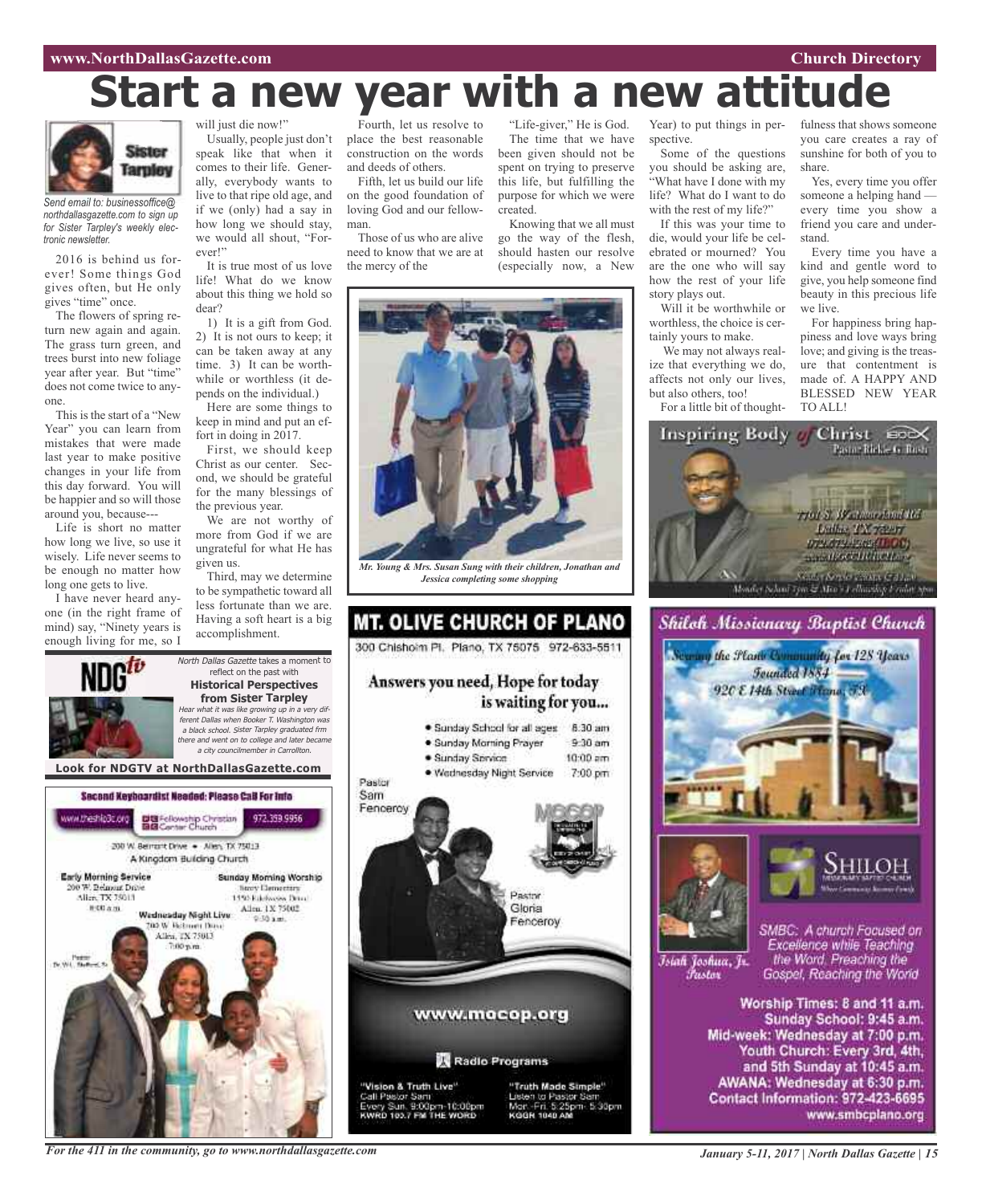# Start a new year with a new attitude

Sister Tarpley

*Send email to: businessoffice@northdallasgazette.com to sign up for Sister Tarpley's weekly electronic newsletter.*

2016 is behind us forever! Some things God gives often, but He only gives "time" once.

The flowers of spring return new again and again. The grass turn green, and trees burst into new foliage year after year. But "time" does not come twice to anyone.

This is the start of a "New Year" you can learn from mistakes that were made last year to make positive changes in your life from this day forward. You will be happier and so will those around you, because---

Life is short no matter how long we live, so use it wisely. Life never seems to be enough no matter how long one gets to live.

I have never heard anyone (in the right frame of mind) say, "Ninety years is enough living for me, so I will just die now!"

Usually, people just don't speak like that when it comes to their life. Generally, everybody wants to live to that ripe old age, and if we (only) had a say in how long we should stay, we would all shout, "Forever!"

It is true most of us love life! What do we know about this thing we hold so dear?

1) It is a gift from God. 2) It is not ours to keep; it can be taken away at any time. 3) It can be worthwhile or worthless (it depends on the individual.)

Here are some things to keep in mind and put an effort in doing in 2017.

First, we should keep Christ as our center. Second, we should be grateful for the many blessings of the previous year.

We are not worthy of more from God if we are ungrateful for what He has given us.

Third, may we determine to be sympathetic toward all less fortunate than we are. Having a soft heart is a big accomplishment.

Fourth, let us resolve to place the best reasonable construction on the words and deeds of others.

Fifth, let us build our life on the good foundation of loving God and our fellowman.

Those of us who are alive need to know that we are at the mercy of the "Life-giver," He is God.

The time that we have been given should not be spent on trying to preserve this life, but fulfilling the purpose for which we were created.

Knowing that we all must go the way of the flesh, should hasten our resolve (especially now, a New Year) to put things in perspective.

Some of the questions you should be asking are, "What have I done with my life? What do I want to do with the rest of my life?"

If this was your time to die, would your life be celebrated or mourned? You are the one who will say how the rest of your life story plays out.

Will it be worthwhile or worthless, the choice is certainly yours to make.

We may not always realize that everything we do, affects not only our lives, but also others, too!

For a little bit of thoughtfulness that shows someone you care creates a ray of sunshine for both of you to share.

Yes, every time you offer someone a helping hand — every time you show a friend you care and understand.

Every time you have a kind and gentle word to give, you help someone find beauty in this precious life we live.

For happiness bring happiness and love ways bring love; and giving is the treasure that contentment is made of. A HAPPY AND BLESSED NEW YEAR TO ALL!

*Mr. Young & Mrs. Susan Sung with their children, Jonathan and Jessica completing some shopping*

**NDG tv**

*North Dallas Gazette* takes a moment to reflect on the past with

**Historical Perspectives from Sister Tarpley**

*Hear what it was like growing up in a very different Dallas when Booker T. Washington was a black school. Sister Tarpley graduated frm there and went on to college and later became a city councilmember in Carrollton.*

**Look for NDGTV at NorthDallasGazette.com**

**Second Keyboardist Needed: Please Call For Info**

www.theship3c.org — Fellowship Christian Center Church — 972.359.9956

200 W. Belmont Drive • Allen, TX 75013

A Kingdom Building Church

**Early Morning Service**
200 W. Belmont Drive
Allen, TX 75013
8:00 a.m.

**Sunday Morning Worship**
Story Elementary
1550 Edelweiss Drive
Allen, TX 75002
9:30 a.m.

**Wednesday Night Live**
200 W. Belmont Drive
Allen, TX 75013
7:00 p.m.

Pastor Dr. W.L. Stafford, Sr.

## MT. OLIVE CHURCH OF PLANO

300 Chisholm Pl. Plano, TX 75075 972-633-5511

**Answers you need, Hope for today is waiting for you...**

- Sunday School for all ages 8:30 am
- Sunday Morning Prayer 9:30 am
- Sunday Service 10:00 am
- Wednesday Night Service 7:00 pm

Pastor Sam Fenceroy

Pastor Gloria Fenceroy

www.mocop.org

Radio Programs

"Vision & Truth Live"
Call Pastor Sam
Every Sun. 9:00pm-10:00pm
KWRD 100.7 FM THE WORD

"Truth Made Simple"
Listen to Pastor Sam
Mon.-Fri. 5:25pm- 5:30pm
KGGR 1040 AM

**Inspiring Body of Christ** IBOC
Pastor Rickie G. Rush

7701 S. Westmoreland Rd
Dallas, TX 75237
972.372.4262 (IBOC)
www.IBOCCHURCH.org

Sunday Service 7:30 & 11 a.m.
Monday School 7pm & Men's Fellowship Friday 7pm

## Shiloh Missionary Baptist Church

Serving the Plano Community for 128 Years
Founded 1884
920 E 14th Street Plano, TX

SHILOH MISSIONARY BAPTIST CHURCH
Where Community Becomes Family

Israel Jordan, Jr. Pastor

SMBC: A church Focused on Excellence while Teaching the Word, Preaching the Gospel, Reaching the World

**Worship Times: 8 and 11 a.m.**
**Sunday School: 9:45 a.m.**
**Mid-week: Wednesday at 7:00 p.m.**
**Youth Church: Every 3rd, 4th, and 5th Sunday at 10:45 a.m.**
**AWANA: Wednesday at 6:30 p.m.**
**Contact Information: 972-423-6695**
**www.smbcplano.org**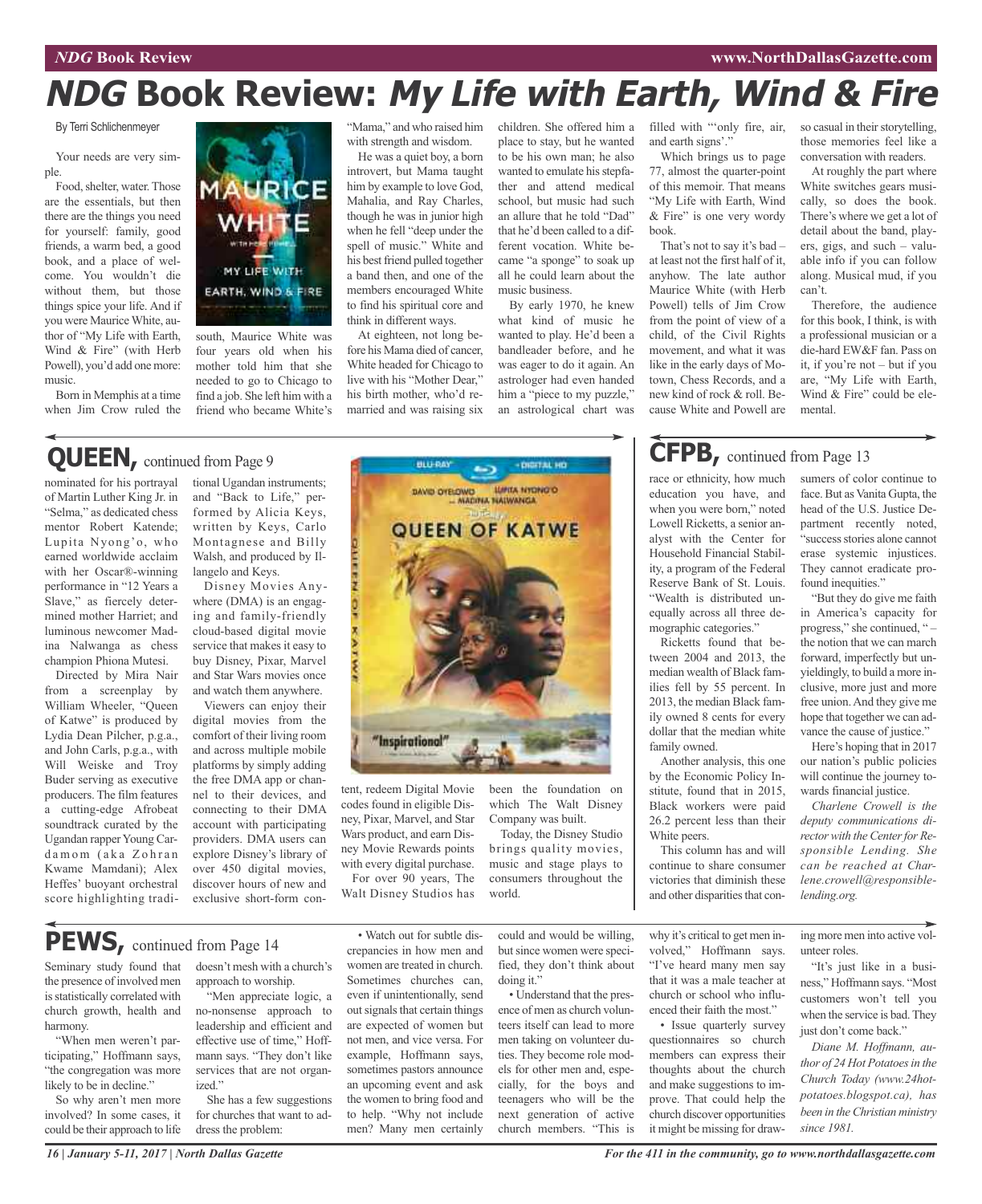# NDG Book Review: *My Life with Earth, Wind & Fire*

By Terri Schlichenmeyer

Your needs are very simple.

Food, shelter, water. Those are the essentials, but then there are the things you need for yourself: family, good friends, a warm bed, a good book, and a place of welcome. You wouldn't die without them, but those things spice your life. And if you were Maurice White, author of "My Life with Earth, Wind & Fire" (with Herb Powell), you'd add one more: music.

Born in Memphis at a time when Jim Crow ruled the south, Maurice White was four years old when his mother told him that she needed to go to Chicago to find a job. She left him with a friend who became White's "Mama," and who raised him with strength and wisdom.

He was a quiet boy, a born introvert, but Mama taught him by example to love God, Mahalia, and Ray Charles, though he was in junior high when he fell "deep under the spell of music." White and his best friend pulled together a band then, and one of the members encouraged White to find his spiritual core and think in different ways.

At eighteen, not long before his Mama died of cancer, White headed for Chicago to live with his "Mother Dear," his birth mother, who'd remarried and was raising six children. She offered him a place to stay, but he wanted to be his own man; he also wanted to emulate his stepfather and attend medical school, but music had such an allure that he told "Dad" that he'd been called to a different vocation. White became "a sponge" to soak up all he could learn about the music business.

By early 1970, he knew what kind of music he wanted to play. He'd been a bandleader before, and he was eager to do it again. An astrologer had even handed him a "piece to my puzzle," an astrological chart was filled with "'only fire, air, and earth signs'."

Which brings us to page 77, almost the quarter-point of this memoir. That means "My Life with Earth, Wind & Fire" is one very wordy book.

That's not to say it's bad – at least not the first half of it, anyhow. The late author Maurice White (with Herb Powell) tells of Jim Crow from the point of view of a child, of the Civil Rights movement, and what it was like in the early days of Motown, Chess Records, and a new kind of rock & roll. Because White and Powell are so casual in their storytelling, those memories feel like a conversation with readers.

At roughly the part where White switches gears musically, so does the book. There's where we get a lot of detail about the band, players, gigs, and such – valuable info if you can follow along. Musical mud, if you can't.

Therefore, the audience for this book, I think, is with a professional musician or a die-hard EW&F fan. Pass on it, if you're not – but if you are, "My Life with Earth, Wind & Fire" could be elemental.

## QUEEN, continued from Page 9

nominated for his portrayal of Martin Luther King Jr. in "Selma," as dedicated chess mentor Robert Katende; Lupita Nyong'o, who earned worldwide acclaim with her Oscar®-winning performance in "12 Years a Slave," as fiercely determined mother Harriet; and luminous newcomer Madina Nalwanga as chess champion Phiona Mutesi.

Directed by Mira Nair from a screenplay by William Wheeler, "Queen of Katwe" is produced by Lydia Dean Pilcher, p.g.a., and John Carls, p.g.a., with Will Weiske and Troy Buder serving as executive producers. The film features a cutting-edge Afrobeat soundtrack curated by the Ugandan rapper Young Cardamom (aka Zohran Kwame Mamdani); Alex Heffes' buoyant orchestral score highlighting traditional Ugandan instruments; and "Back to Life," performed by Alicia Keys, written by Keys, Carlo Montagnese and Billy Walsh, and produced by Illangelo and Keys.

Disney Movies Anywhere (DMA) is an engaging and family-friendly cloud-based digital movie service that makes it easy to buy Disney, Pixar, Marvel and Star Wars movies once and watch them anywhere.

Viewers can enjoy their digital movies from the comfort of their living room and across multiple mobile platforms by simply adding the free DMA app or channel to their devices, and connecting to their DMA account with participating providers. DMA users can explore Disney's library of over 450 digital movies, discover hours of new and exclusive short-form content, redeem Digital Movie codes found in eligible Disney, Pixar, Marvel, and Star Wars product, and earn Disney Movie Rewards points with every digital purchase.

For over 90 years, The Walt Disney Studios has been the foundation on which The Walt Disney Company was built.

Today, the Disney Studio brings quality movies, music and stage plays to consumers throughout the world.

## CFPB, continued from Page 13

race or ethnicity, how much education you have, and when you were born," noted Lowell Ricketts, a senior analyst with the Center for Household Financial Stability, a program of the Federal Reserve Bank of St. Louis. "Wealth is distributed unequally across all three demographic categories."

Ricketts found that between 2004 and 2013, the median wealth of Black families fell by 55 percent. In 2013, the median Black family owned 8 cents for every dollar that the median white family owned.

Another analysis, this one by the Economic Policy Institute, found that in 2015, Black workers were paid 26.2 percent less than their White peers.

This column has and will continue to share consumer victories that diminish these and other disparities that consumers of color continue to face. But as Vanita Gupta, the head of the U.S. Justice Department recently noted, "success stories alone cannot erase systemic injustices. They cannot eradicate profound inequities."

"But they do give me faith in America's capacity for progress," she continued, " – the notion that we can march forward, imperfectly but unyieldingly, to build a more inclusive, more just and more free union. And they give me hope that together we can advance the cause of justice."

Here's hoping that in 2017 our nation's public policies will continue the journey towards financial justice.

*Charlene Crowell is the deputy communications director with the Center for Responsible Lending. She can be reached at Charlene.crowell@responsiblelending.org.*

## PEWS, continued from Page 14

Seminary study found that the presence of involved men is statistically correlated with church growth, health and harmony.

"When men weren't participating," Hoffmann says, "the congregation was more likely to be in decline."

So why aren't men more involved? In some cases, it could be their approach to life doesn't mesh with a church's approach to worship.

"Men appreciate logic, a no-nonsense approach to leadership and efficient and effective use of time," Hoffmann says. "They don't like services that are not organized."

She has a few suggestions for churches that want to address the problem:

• Watch out for subtle discrepancies in how men and women are treated in church. Sometimes churches can, even if unintentionally, send out signals that certain things are expected of women but not men, and vice versa. For example, Hoffmann says, sometimes pastors announce an upcoming event and ask the women to bring food and to help. "Why not include men? Many men certainly could and would be willing, but since women were specified, they don't think about doing it."

• Understand that the presence of men as church volunteers itself can lead to more men taking on volunteer duties. They become role models for other men and, especially, for the boys and teenagers who will be the next generation of active church members. "This is why it's critical to get men involved," Hoffmann says. "I've heard many men say that it was a male teacher at church or school who influenced their faith the most."

• Issue quarterly survey questionnaires so church members can express their thoughts about the church and make suggestions to improve. That could help the church discover opportunities it might be missing for drawing more men into active volunteer roles.

"It's just like in a business," Hoffmann says. "Most customers won't tell you when the service is bad. They just don't come back."

*Diane M. Hoffmann, author of 24 Hot Potatoes in the Church Today (www.24hotpotatoes.blogspot.ca), has been in the Christian ministry since 1981.*